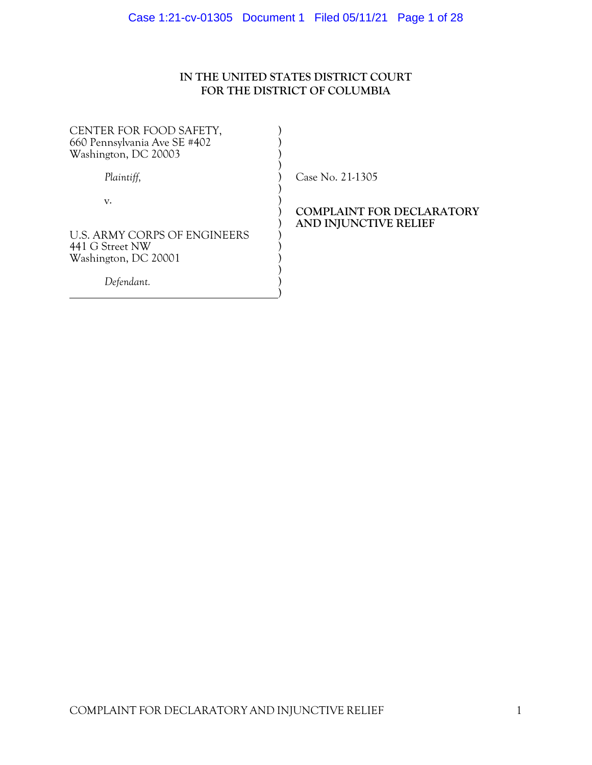**IN THE UNITED STATES DISTRICT COURT**
**FOR THE DISTRICT OF COLUMBIA**

CENTER FOR FOOD SAFETY,
660 Pennsylvania Ave SE #402
Washington, DC 20003

*Plaintiff,*

v.

U.S. ARMY CORPS OF ENGINEERS
441 G Street NW
Washington, DC 20001

*Defendant.*

Case No. 21-1305

**COMPLAINT FOR DECLARATORY AND INJUNCTIVE RELIEF**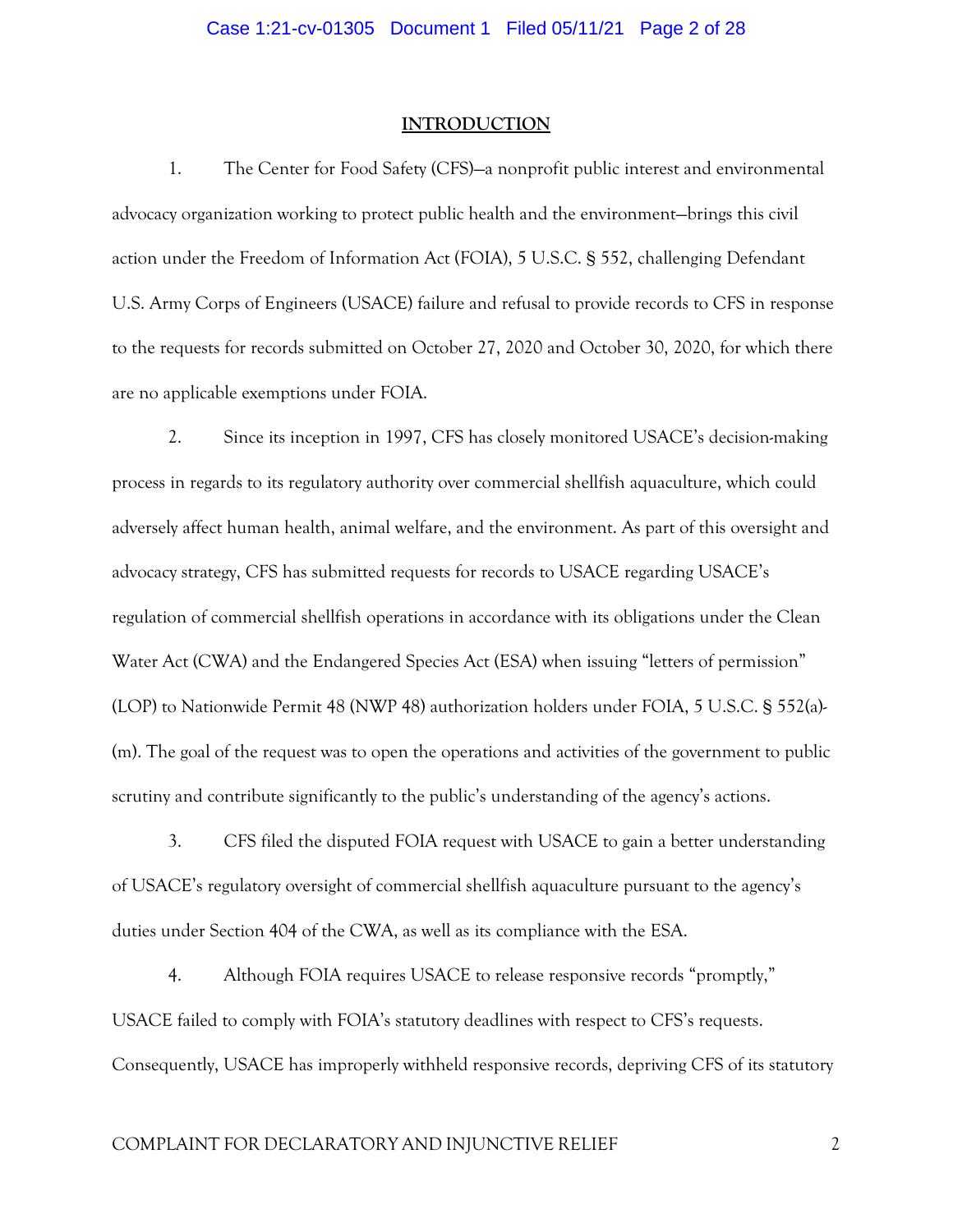## INTRODUCTION

1. The Center for Food Safety (CFS)—a nonprofit public interest and environmental advocacy organization working to protect public health and the environment—brings this civil action under the Freedom of Information Act (FOIA), 5 U.S.C. § 552, challenging Defendant U.S. Army Corps of Engineers (USACE) failure and refusal to provide records to CFS in response to the requests for records submitted on October 27, 2020 and October 30, 2020, for which there are no applicable exemptions under FOIA.

2. Since its inception in 1997, CFS has closely monitored USACE's decision-making process in regards to its regulatory authority over commercial shellfish aquaculture, which could adversely affect human health, animal welfare, and the environment. As part of this oversight and advocacy strategy, CFS has submitted requests for records to USACE regarding USACE's regulation of commercial shellfish operations in accordance with its obligations under the Clean Water Act (CWA) and the Endangered Species Act (ESA) when issuing "letters of permission" (LOP) to Nationwide Permit 48 (NWP 48) authorization holders under FOIA, 5 U.S.C. § 552(a)-(m). The goal of the request was to open the operations and activities of the government to public scrutiny and contribute significantly to the public's understanding of the agency's actions.

3. CFS filed the disputed FOIA request with USACE to gain a better understanding of USACE's regulatory oversight of commercial shellfish aquaculture pursuant to the agency's duties under Section 404 of the CWA, as well as its compliance with the ESA.

4. Although FOIA requires USACE to release responsive records "promptly," USACE failed to comply with FOIA's statutory deadlines with respect to CFS's requests. Consequently, USACE has improperly withheld responsive records, depriving CFS of its statutory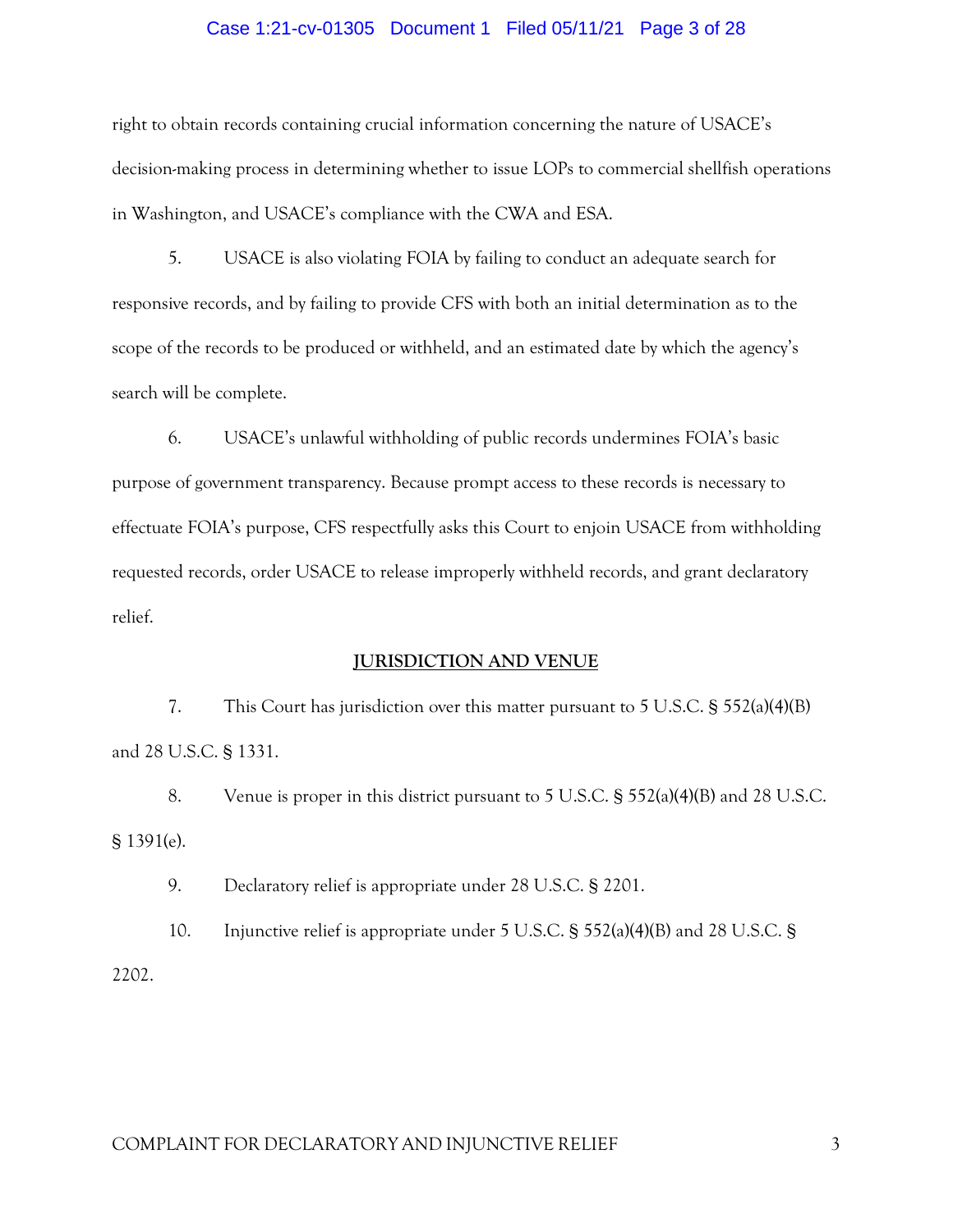right to obtain records containing crucial information concerning the nature of USACE's decision-making process in determining whether to issue LOPs to commercial shellfish operations in Washington, and USACE's compliance with the CWA and ESA.

5. USACE is also violating FOIA by failing to conduct an adequate search for responsive records, and by failing to provide CFS with both an initial determination as to the scope of the records to be produced or withheld, and an estimated date by which the agency's search will be complete.

6. USACE's unlawful withholding of public records undermines FOIA's basic purpose of government transparency. Because prompt access to these records is necessary to effectuate FOIA's purpose, CFS respectfully asks this Court to enjoin USACE from withholding requested records, order USACE to release improperly withheld records, and grant declaratory relief.

## JURISDICTION AND VENUE

7. This Court has jurisdiction over this matter pursuant to 5 U.S.C. § 552(a)(4)(B) and 28 U.S.C. § 1331.

8. Venue is proper in this district pursuant to 5 U.S.C. § 552(a)(4)(B) and 28 U.S.C. § 1391(e).

9. Declaratory relief is appropriate under 28 U.S.C. § 2201.

10. Injunctive relief is appropriate under 5 U.S.C. § 552(a)(4)(B) and 28 U.S.C. § 2202.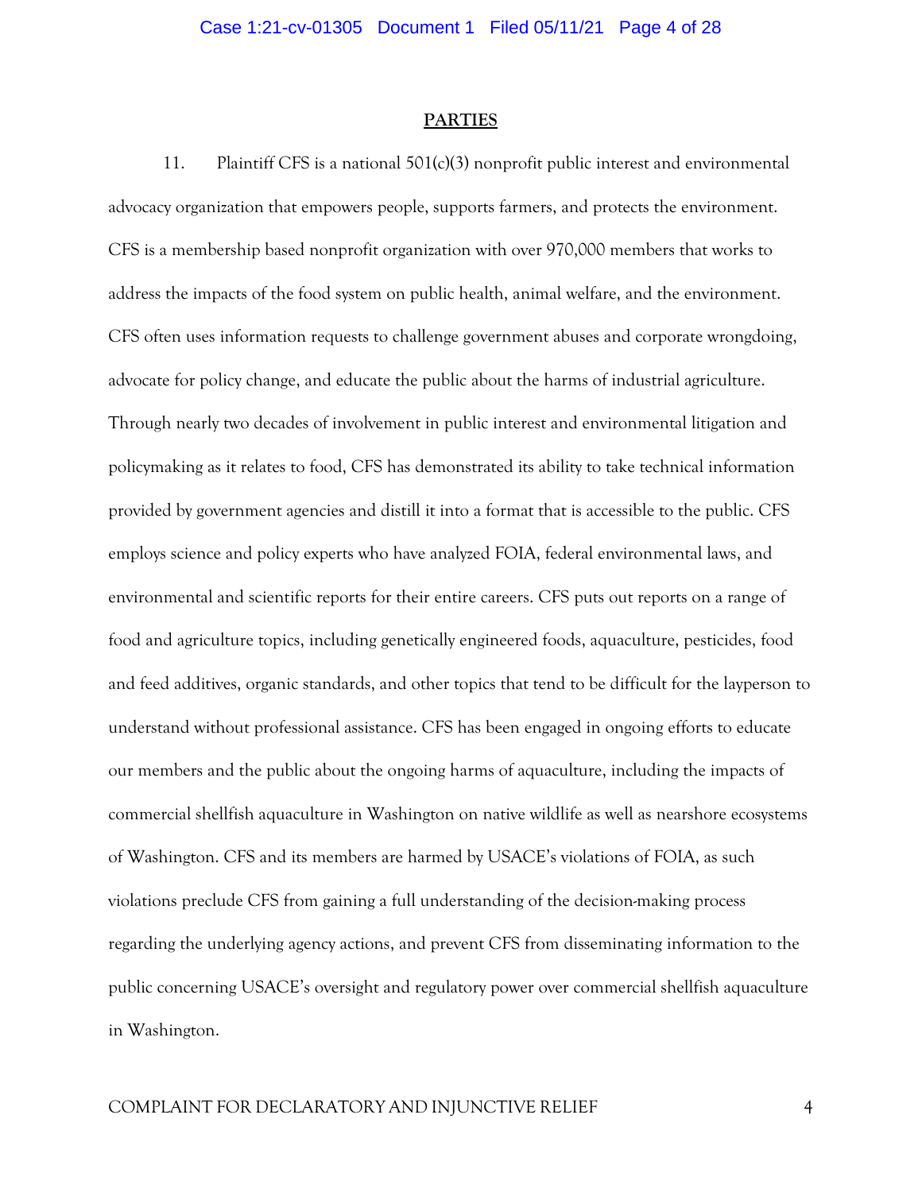## PARTIES

11. Plaintiff CFS is a national 501(c)(3) nonprofit public interest and environmental advocacy organization that empowers people, supports farmers, and protects the environment. CFS is a membership based nonprofit organization with over 970,000 members that works to address the impacts of the food system on public health, animal welfare, and the environment. CFS often uses information requests to challenge government abuses and corporate wrongdoing, advocate for policy change, and educate the public about the harms of industrial agriculture. Through nearly two decades of involvement in public interest and environmental litigation and policymaking as it relates to food, CFS has demonstrated its ability to take technical information provided by government agencies and distill it into a format that is accessible to the public. CFS employs science and policy experts who have analyzed FOIA, federal environmental laws, and environmental and scientific reports for their entire careers. CFS puts out reports on a range of food and agriculture topics, including genetically engineered foods, aquaculture, pesticides, food and feed additives, organic standards, and other topics that tend to be difficult for the layperson to understand without professional assistance. CFS has been engaged in ongoing efforts to educate our members and the public about the ongoing harms of aquaculture, including the impacts of commercial shellfish aquaculture in Washington on native wildlife as well as nearshore ecosystems of Washington. CFS and its members are harmed by USACE's violations of FOIA, as such violations preclude CFS from gaining a full understanding of the decision-making process regarding the underlying agency actions, and prevent CFS from disseminating information to the public concerning USACE's oversight and regulatory power over commercial shellfish aquaculture in Washington.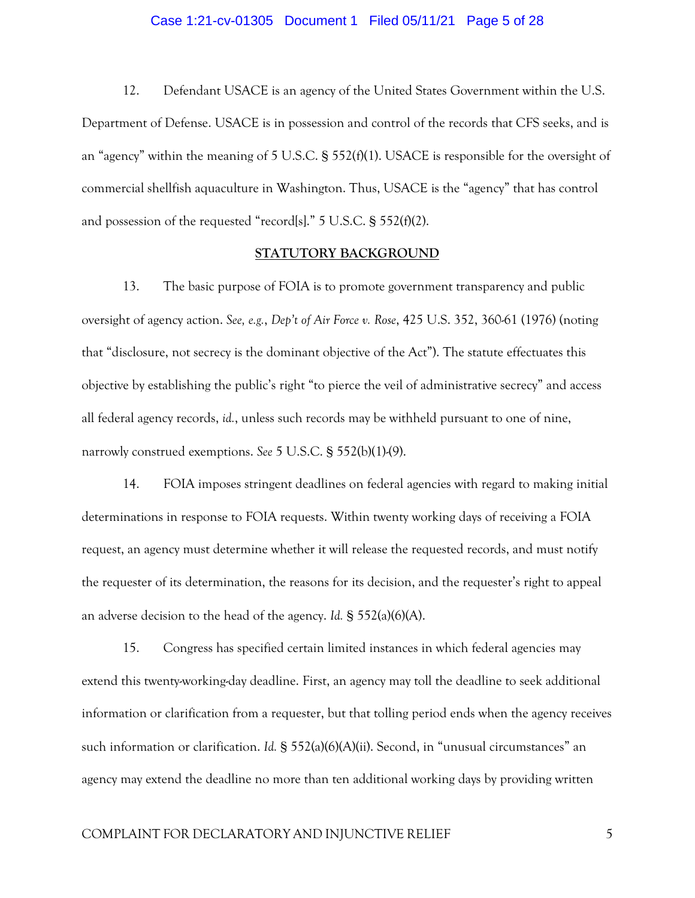12. Defendant USACE is an agency of the United States Government within the U.S. Department of Defense. USACE is in possession and control of the records that CFS seeks, and is an "agency" within the meaning of 5 U.S.C. § 552(f)(1). USACE is responsible for the oversight of commercial shellfish aquaculture in Washington. Thus, USACE is the "agency" that has control and possession of the requested "record[s]." 5 U.S.C. § 552(f)(2).

## STATUTORY BACKGROUND

13. The basic purpose of FOIA is to promote government transparency and public oversight of agency action. *See, e.g.*, *Dep't of Air Force v. Rose*, 425 U.S. 352, 360-61 (1976) (noting that "disclosure, not secrecy is the dominant objective of the Act"). The statute effectuates this objective by establishing the public's right "to pierce the veil of administrative secrecy" and access all federal agency records, *id.*, unless such records may be withheld pursuant to one of nine, narrowly construed exemptions. *See* 5 U.S.C. § 552(b)(1)-(9).

14. FOIA imposes stringent deadlines on federal agencies with regard to making initial determinations in response to FOIA requests. Within twenty working days of receiving a FOIA request, an agency must determine whether it will release the requested records, and must notify the requester of its determination, the reasons for its decision, and the requester's right to appeal an adverse decision to the head of the agency. *Id.* § 552(a)(6)(A).

15. Congress has specified certain limited instances in which federal agencies may extend this twenty-working-day deadline. First, an agency may toll the deadline to seek additional information or clarification from a requester, but that tolling period ends when the agency receives such information or clarification. *Id.* § 552(a)(6)(A)(ii). Second, in "unusual circumstances" an agency may extend the deadline no more than ten additional working days by providing written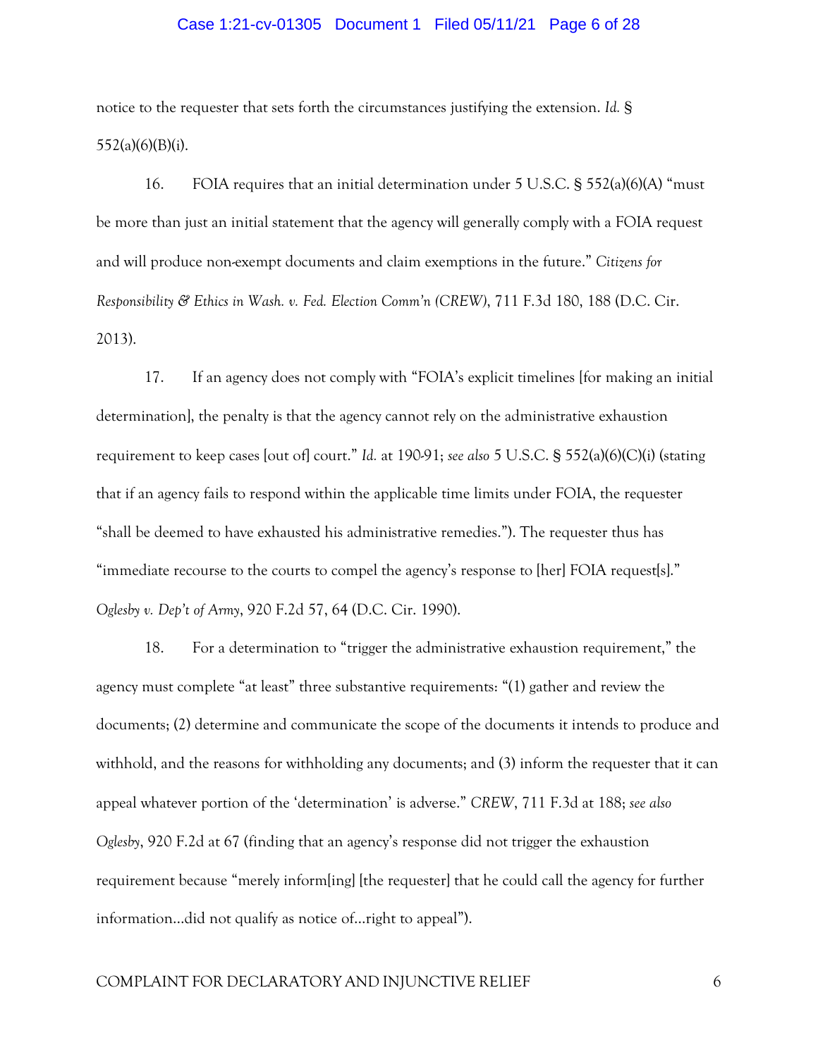notice to the requester that sets forth the circumstances justifying the extension. *Id.* § 552(a)(6)(B)(i).

16. FOIA requires that an initial determination under 5 U.S.C. § 552(a)(6)(A) "must be more than just an initial statement that the agency will generally comply with a FOIA request and will produce non-exempt documents and claim exemptions in the future." *Citizens for Responsibility & Ethics in Wash. v. Fed. Election Comm'n (CREW)*, 711 F.3d 180, 188 (D.C. Cir. 2013).

17. If an agency does not comply with "FOIA's explicit timelines [for making an initial determination], the penalty is that the agency cannot rely on the administrative exhaustion requirement to keep cases [out of] court." *Id.* at 190-91; *see also* 5 U.S.C. § 552(a)(6)(C)(i) (stating that if an agency fails to respond within the applicable time limits under FOIA, the requester "shall be deemed to have exhausted his administrative remedies."). The requester thus has "immediate recourse to the courts to compel the agency's response to [her] FOIA request[s]." *Oglesby v. Dep't of Army*, 920 F.2d 57, 64 (D.C. Cir. 1990).

18. For a determination to "trigger the administrative exhaustion requirement," the agency must complete "at least" three substantive requirements: "(1) gather and review the documents; (2) determine and communicate the scope of the documents it intends to produce and withhold, and the reasons for withholding any documents; and (3) inform the requester that it can appeal whatever portion of the 'determination' is adverse." *CREW*, 711 F.3d at 188; *see also Oglesby*, 920 F.2d at 67 (finding that an agency's response did not trigger the exhaustion requirement because "merely inform[ing] [the requester] that he could call the agency for further information…did not qualify as notice of…right to appeal").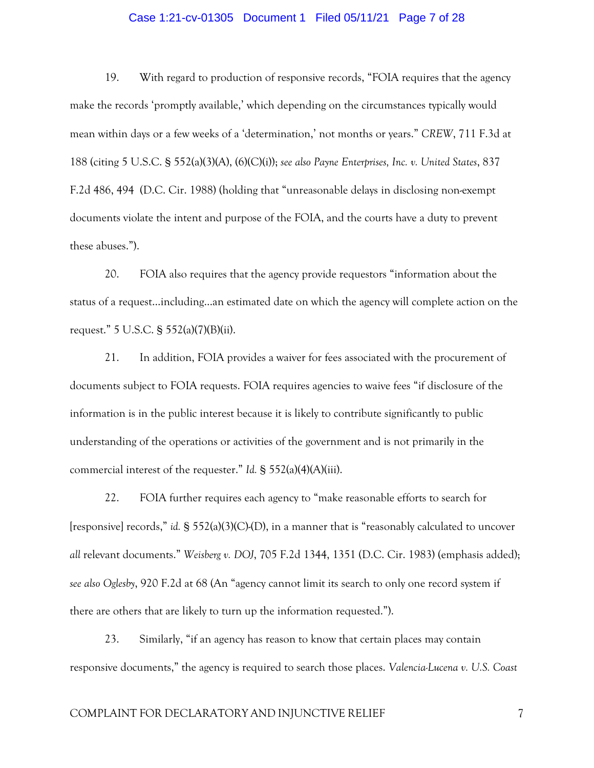19. With regard to production of responsive records, "FOIA requires that the agency make the records 'promptly available,' which depending on the circumstances typically would mean within days or a few weeks of a 'determination,' not months or years." *CREW*, 711 F.3d at 188 (citing 5 U.S.C. § 552(a)(3)(A), (6)(C)(i)); *see also Payne Enterprises, Inc. v. United States*, 837 F.2d 486, 494 (D.C. Cir. 1988) (holding that "unreasonable delays in disclosing non-exempt documents violate the intent and purpose of the FOIA, and the courts have a duty to prevent these abuses.").

20. FOIA also requires that the agency provide requestors "information about the status of a request…including…an estimated date on which the agency will complete action on the request." 5 U.S.C. § 552(a)(7)(B)(ii).

21. In addition, FOIA provides a waiver for fees associated with the procurement of documents subject to FOIA requests. FOIA requires agencies to waive fees "if disclosure of the information is in the public interest because it is likely to contribute significantly to public understanding of the operations or activities of the government and is not primarily in the commercial interest of the requester." *Id.* § 552(a)(4)(A)(iii).

22. FOIA further requires each agency to "make reasonable efforts to search for [responsive] records," *id.* § 552(a)(3)(C)-(D), in a manner that is "reasonably calculated to uncover *all* relevant documents." *Weisberg v. DOJ*, 705 F.2d 1344, 1351 (D.C. Cir. 1983) (emphasis added); *see also Oglesby*, 920 F.2d at 68 (An "agency cannot limit its search to only one record system if there are others that are likely to turn up the information requested.").

23. Similarly, "if an agency has reason to know that certain places may contain responsive documents," the agency is required to search those places. *Valencia-Lucena v. U.S. Coast*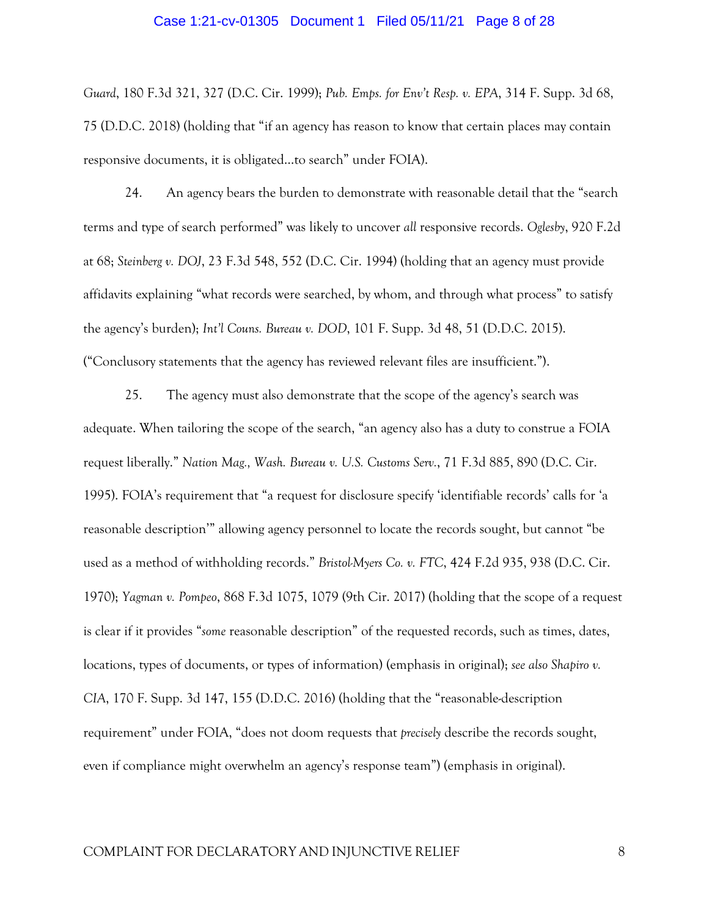*Guard*, 180 F.3d 321, 327 (D.C. Cir. 1999); *Pub. Emps. for Env't Resp. v. EPA*, 314 F. Supp. 3d 68, 75 (D.D.C. 2018) (holding that "if an agency has reason to know that certain places may contain responsive documents, it is obligated…to search" under FOIA).

24. An agency bears the burden to demonstrate with reasonable detail that the "search terms and type of search performed" was likely to uncover *all* responsive records. *Oglesby*, 920 F.2d at 68; *Steinberg v. DOJ*, 23 F.3d 548, 552 (D.C. Cir. 1994) (holding that an agency must provide affidavits explaining "what records were searched, by whom, and through what process" to satisfy the agency's burden); *Int'l Couns. Bureau v. DOD*, 101 F. Supp. 3d 48, 51 (D.D.C. 2015). ("Conclusory statements that the agency has reviewed relevant files are insufficient.").

25. The agency must also demonstrate that the scope of the agency's search was adequate. When tailoring the scope of the search, "an agency also has a duty to construe a FOIA request liberally." *Nation Mag., Wash. Bureau v. U.S. Customs Serv.*, 71 F.3d 885, 890 (D.C. Cir. 1995). FOIA's requirement that "a request for disclosure specify 'identifiable records' calls for 'a reasonable description'" allowing agency personnel to locate the records sought, but cannot "be used as a method of withholding records." *Bristol-Myers Co. v. FTC*, 424 F.2d 935, 938 (D.C. Cir. 1970); *Yagman v. Pompeo*, 868 F.3d 1075, 1079 (9th Cir. 2017) (holding that the scope of a request is clear if it provides "*some* reasonable description" of the requested records, such as times, dates, locations, types of documents, or types of information) (emphasis in original); *see also Shapiro v. CIA*, 170 F. Supp. 3d 147, 155 (D.D.C. 2016) (holding that the "reasonable-description requirement" under FOIA, "does not doom requests that *precisely* describe the records sought, even if compliance might overwhelm an agency's response team") (emphasis in original).

COMPLAINT FOR DECLARATORY AND INJUNCTIVE RELIEF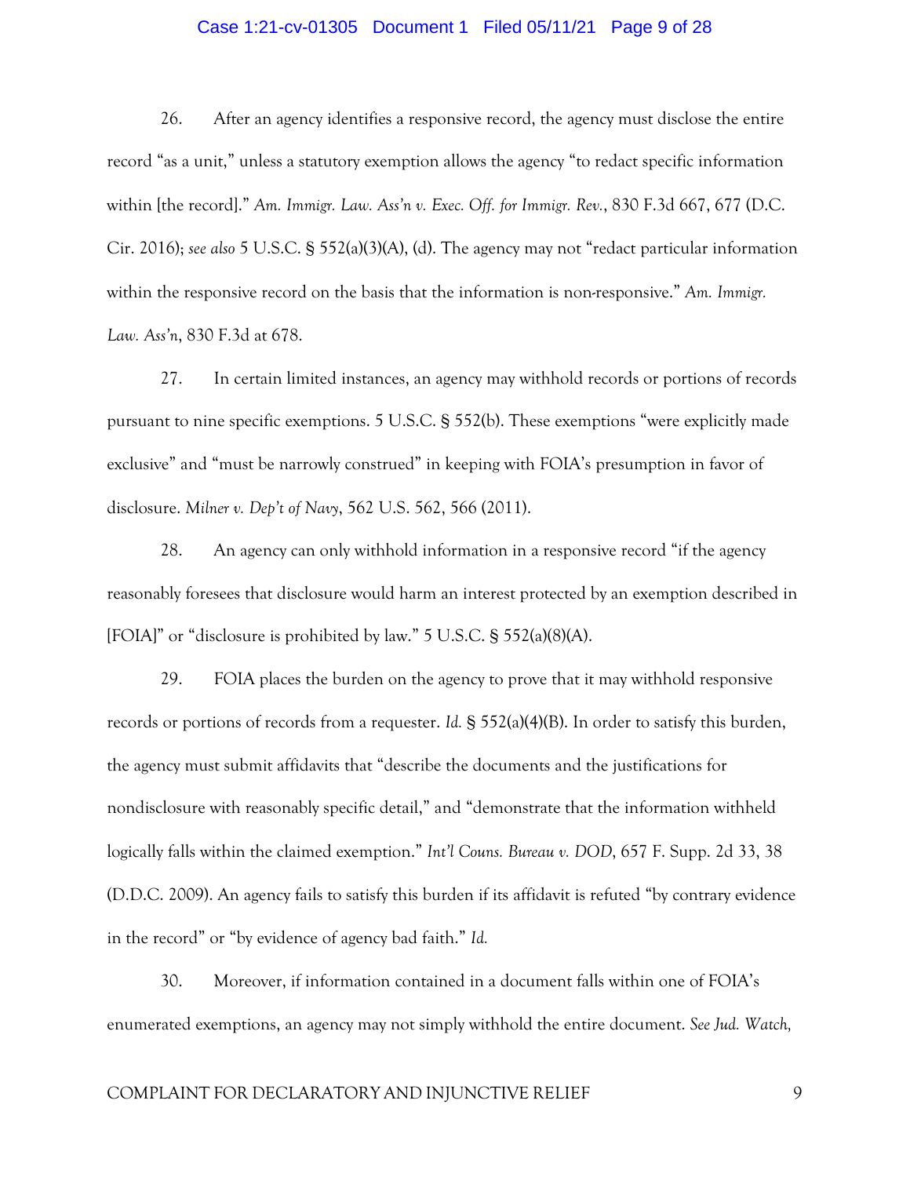26. After an agency identifies a responsive record, the agency must disclose the entire record "as a unit," unless a statutory exemption allows the agency "to redact specific information within [the record]." *Am. Immigr. Law. Ass'n v. Exec. Off. for Immigr. Rev.*, 830 F.3d 667, 677 (D.C. Cir. 2016); *see also* 5 U.S.C. § 552(a)(3)(A), (d). The agency may not "redact particular information within the responsive record on the basis that the information is non-responsive." *Am. Immigr. Law. Ass'n*, 830 F.3d at 678.

27. In certain limited instances, an agency may withhold records or portions of records pursuant to nine specific exemptions. 5 U.S.C. § 552(b). These exemptions "were explicitly made exclusive" and "must be narrowly construed" in keeping with FOIA's presumption in favor of disclosure. *Milner v. Dep't of Navy*, 562 U.S. 562, 566 (2011).

28. An agency can only withhold information in a responsive record "if the agency reasonably foresees that disclosure would harm an interest protected by an exemption described in [FOIA]" or "disclosure is prohibited by law." 5 U.S.C. § 552(a)(8)(A).

29. FOIA places the burden on the agency to prove that it may withhold responsive records or portions of records from a requester. *Id.* § 552(a)(4)(B). In order to satisfy this burden, the agency must submit affidavits that "describe the documents and the justifications for nondisclosure with reasonably specific detail," and "demonstrate that the information withheld logically falls within the claimed exemption." *Int'l Couns. Bureau v. DOD*, 657 F. Supp. 2d 33, 38 (D.D.C. 2009). An agency fails to satisfy this burden if its affidavit is refuted "by contrary evidence in the record" or "by evidence of agency bad faith." *Id.*

30. Moreover, if information contained in a document falls within one of FOIA's enumerated exemptions, an agency may not simply withhold the entire document. *See Jud. Watch,*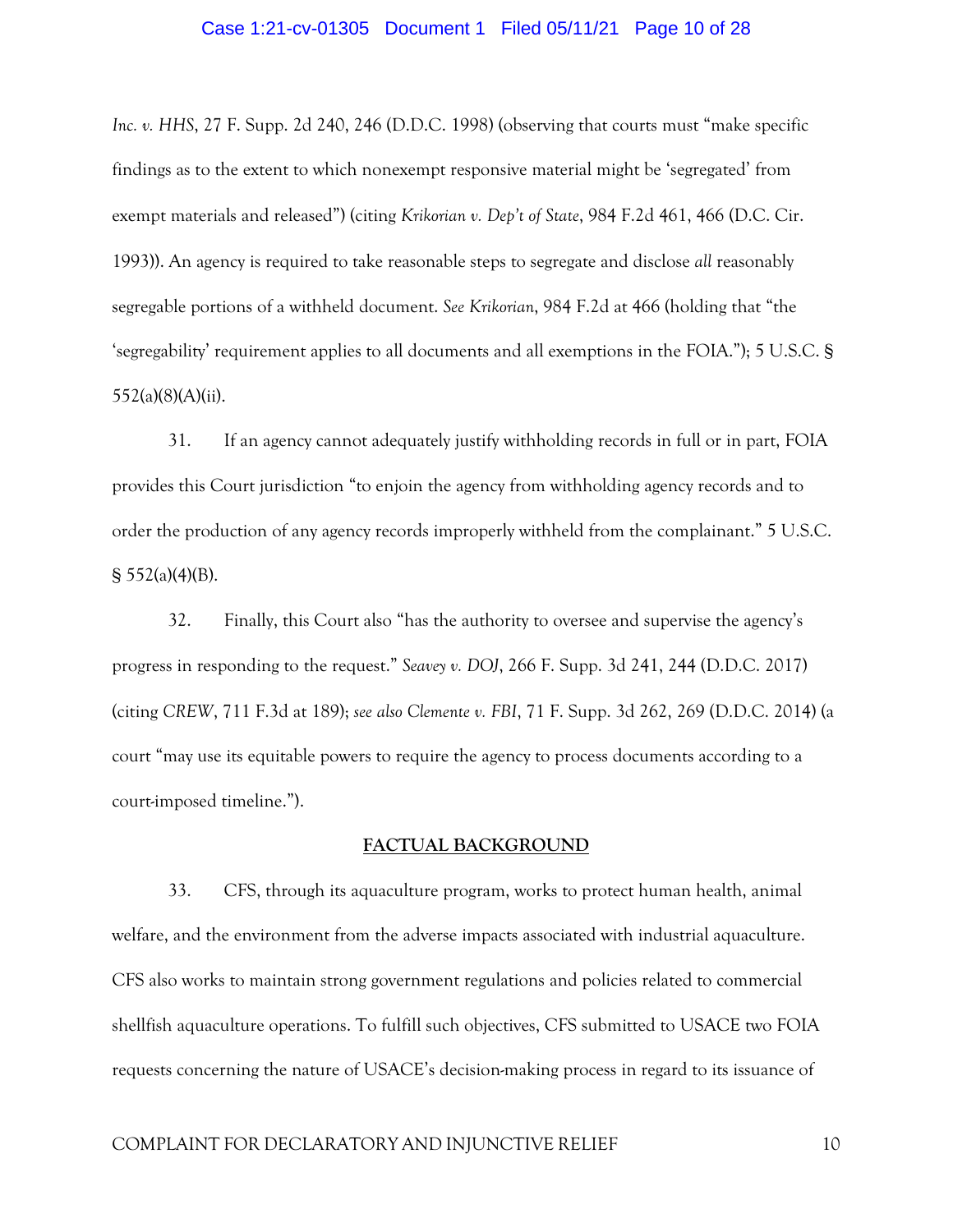*Inc. v. HHS*, 27 F. Supp. 2d 240, 246 (D.D.C. 1998) (observing that courts must "make specific findings as to the extent to which nonexempt responsive material might be 'segregated' from exempt materials and released") (citing *Krikorian v. Dep't of State*, 984 F.2d 461, 466 (D.C. Cir. 1993)). An agency is required to take reasonable steps to segregate and disclose *all* reasonably segregable portions of a withheld document. *See Krikorian*, 984 F.2d at 466 (holding that "the 'segregability' requirement applies to all documents and all exemptions in the FOIA."); 5 U.S.C. § 552(a)(8)(A)(ii).

31. If an agency cannot adequately justify withholding records in full or in part, FOIA provides this Court jurisdiction "to enjoin the agency from withholding agency records and to order the production of any agency records improperly withheld from the complainant." 5 U.S.C. § 552(a)(4)(B).

32. Finally, this Court also "has the authority to oversee and supervise the agency's progress in responding to the request." *Seavey v. DOJ*, 266 F. Supp. 3d 241, 244 (D.D.C. 2017) (citing *CREW*, 711 F.3d at 189); *see also Clemente v. FBI*, 71 F. Supp. 3d 262, 269 (D.D.C. 2014) (a court "may use its equitable powers to require the agency to process documents according to a court-imposed timeline.").

## FACTUAL BACKGROUND

33. CFS, through its aquaculture program, works to protect human health, animal welfare, and the environment from the adverse impacts associated with industrial aquaculture. CFS also works to maintain strong government regulations and policies related to commercial shellfish aquaculture operations. To fulfill such objectives, CFS submitted to USACE two FOIA requests concerning the nature of USACE's decision-making process in regard to its issuance of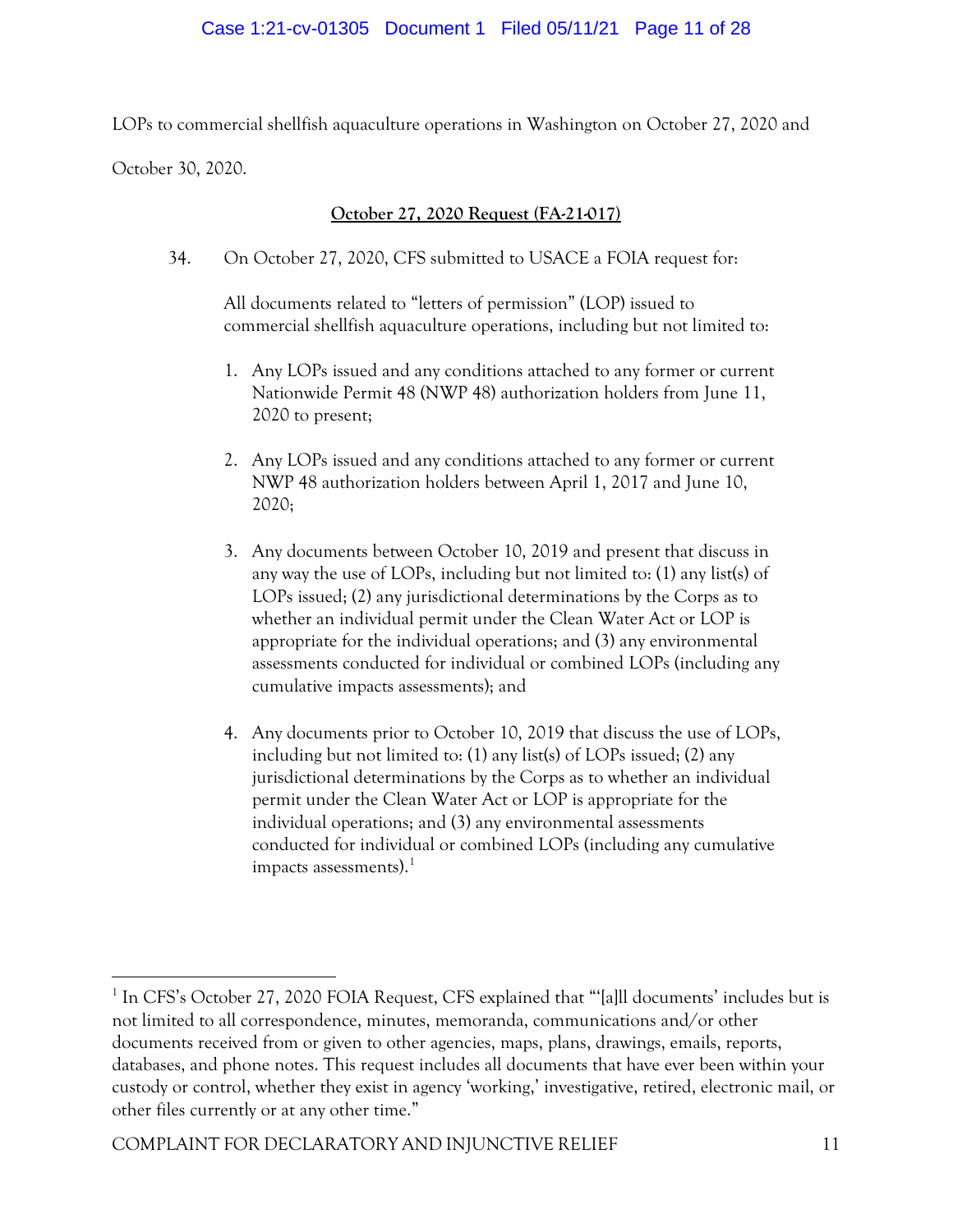LOPs to commercial shellfish aquaculture operations in Washington on October 27, 2020 and October 30, 2020.

**<u>October 27, 2020 Request (FA-21-017)</u>**

34. On October 27, 2020, CFS submitted to USACE a FOIA request for:

> All documents related to "letters of permission" (LOP) issued to commercial shellfish aquaculture operations, including but not limited to:
>
> 1. Any LOPs issued and any conditions attached to any former or current Nationwide Permit 48 (NWP 48) authorization holders from June 11, 2020 to present;
>
> 2. Any LOPs issued and any conditions attached to any former or current NWP 48 authorization holders between April 1, 2017 and June 10, 2020;
>
> 3. Any documents between October 10, 2019 and present that discuss in any way the use of LOPs, including but not limited to: (1) any list(s) of LOPs issued; (2) any jurisdictional determinations by the Corps as to whether an individual permit under the Clean Water Act or LOP is appropriate for the individual operations; and (3) any environmental assessments conducted for individual or combined LOPs (including any cumulative impacts assessments); and
>
> 4. Any documents prior to October 10, 2019 that discuss the use of LOPs, including but not limited to: (1) any list(s) of LOPs issued; (2) any jurisdictional determinations by the Corps as to whether an individual permit under the Clean Water Act or LOP is appropriate for the individual operations; and (3) any environmental assessments conducted for individual or combined LOPs (including any cumulative impacts assessments).[1]

---

[1] In CFS's October 27, 2020 FOIA Request, CFS explained that "'[a]ll documents' includes but is not limited to all correspondence, minutes, memoranda, communications and/or other documents received from or given to other agencies, maps, plans, drawings, emails, reports, databases, and phone notes. This request includes all documents that have ever been within your custody or control, whether they exist in agency 'working,' investigative, retired, electronic mail, or other files currently or at any other time."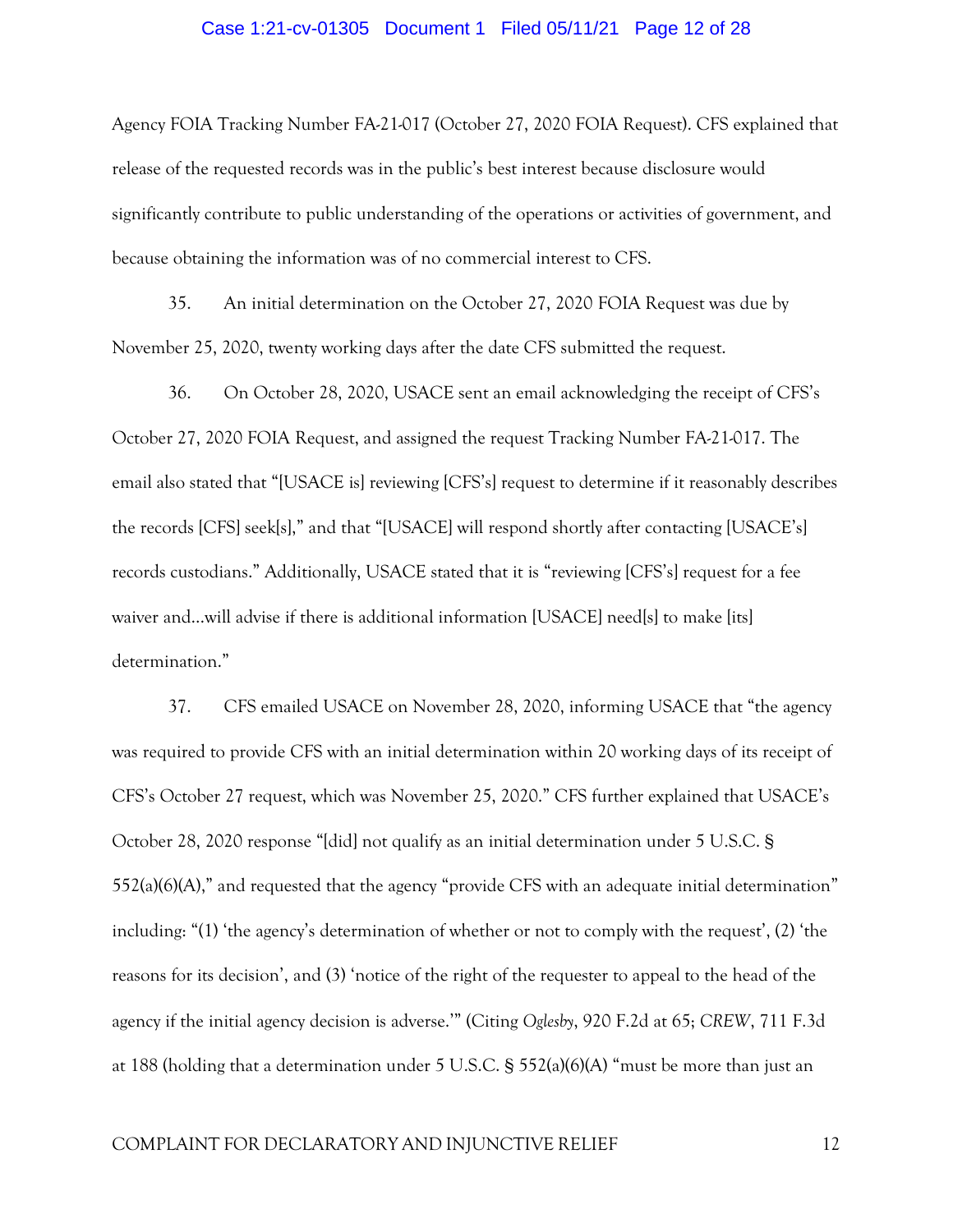Agency FOIA Tracking Number FA-21-017 (October 27, 2020 FOIA Request). CFS explained that release of the requested records was in the public's best interest because disclosure would significantly contribute to public understanding of the operations or activities of government, and because obtaining the information was of no commercial interest to CFS.

35. An initial determination on the October 27, 2020 FOIA Request was due by November 25, 2020, twenty working days after the date CFS submitted the request.

36. On October 28, 2020, USACE sent an email acknowledging the receipt of CFS's October 27, 2020 FOIA Request, and assigned the request Tracking Number FA-21-017. The email also stated that "[USACE is] reviewing [CFS's] request to determine if it reasonably describes the records [CFS] seek[s]," and that "[USACE] will respond shortly after contacting [USACE's] records custodians." Additionally, USACE stated that it is "reviewing [CFS's] request for a fee waiver and…will advise if there is additional information [USACE] need[s] to make [its] determination."

37. CFS emailed USACE on November 28, 2020, informing USACE that "the agency was required to provide CFS with an initial determination within 20 working days of its receipt of CFS's October 27 request, which was November 25, 2020." CFS further explained that USACE's October 28, 2020 response "[did] not qualify as an initial determination under 5 U.S.C. § 552(a)(6)(A)," and requested that the agency "provide CFS with an adequate initial determination" including: "(1) 'the agency's determination of whether or not to comply with the request', (2) 'the reasons for its decision', and (3) 'notice of the right of the requester to appeal to the head of the agency if the initial agency decision is adverse.'" (Citing *Oglesby*, 920 F.2d at 65; *CREW*, 711 F.3d at 188 (holding that a determination under 5 U.S.C. § 552(a)(6)(A) "must be more than just an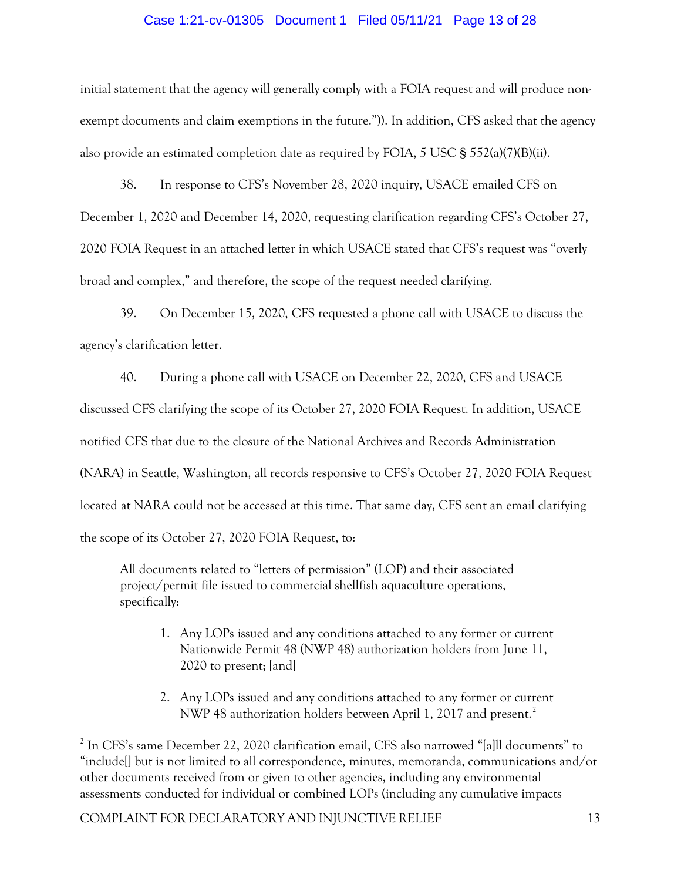initial statement that the agency will generally comply with a FOIA request and will produce non-exempt documents and claim exemptions in the future.")). In addition, CFS asked that the agency also provide an estimated completion date as required by FOIA, 5 USC § 552(a)(7)(B)(ii).

38. In response to CFS's November 28, 2020 inquiry, USACE emailed CFS on December 1, 2020 and December 14, 2020, requesting clarification regarding CFS's October 27, 2020 FOIA Request in an attached letter in which USACE stated that CFS's request was "overly broad and complex," and therefore, the scope of the request needed clarifying.

39. On December 15, 2020, CFS requested a phone call with USACE to discuss the agency's clarification letter.

40. During a phone call with USACE on December 22, 2020, CFS and USACE discussed CFS clarifying the scope of its October 27, 2020 FOIA Request. In addition, USACE notified CFS that due to the closure of the National Archives and Records Administration (NARA) in Seattle, Washington, all records responsive to CFS's October 27, 2020 FOIA Request located at NARA could not be accessed at this time. That same day, CFS sent an email clarifying the scope of its October 27, 2020 FOIA Request, to:

> All documents related to "letters of permission" (LOP) and their associated project/permit file issued to commercial shellfish aquaculture operations, specifically:
>
> 1. Any LOPs issued and any conditions attached to any former or current Nationwide Permit 48 (NWP 48) authorization holders from June 11, 2020 to present; [and]
>
> 2. Any LOPs issued and any conditions attached to any former or current NWP 48 authorization holders between April 1, 2017 and present.[2]

[2] In CFS's same December 22, 2020 clarification email, CFS also narrowed "[a]ll documents" to "include[] but is not limited to all correspondence, minutes, memoranda, communications and/or other documents received from or given to other agencies, including any environmental assessments conducted for individual or combined LOPs (including any cumulative impacts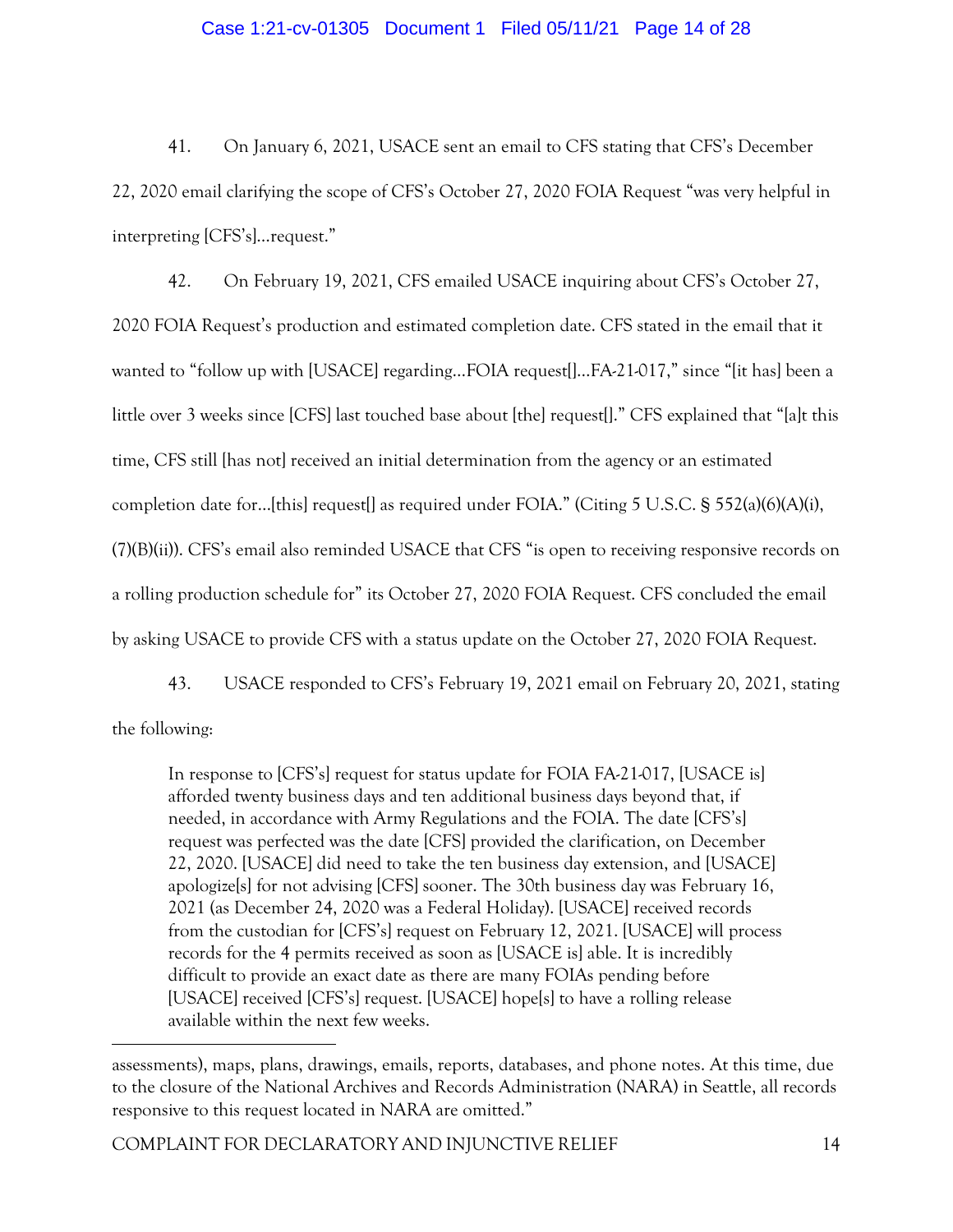41. On January 6, 2021, USACE sent an email to CFS stating that CFS's December 22, 2020 email clarifying the scope of CFS's October 27, 2020 FOIA Request "was very helpful in interpreting [CFS's]…request."

42. On February 19, 2021, CFS emailed USACE inquiring about CFS's October 27, 2020 FOIA Request's production and estimated completion date. CFS stated in the email that it wanted to "follow up with [USACE] regarding…FOIA request[]…FA-21-017," since "[it has] been a little over 3 weeks since [CFS] last touched base about [the] request[]." CFS explained that "[a]t this time, CFS still [has not] received an initial determination from the agency or an estimated completion date for…[this] request[] as required under FOIA." (Citing 5 U.S.C. § 552(a)(6)(A)(i), (7)(B)(ii)). CFS's email also reminded USACE that CFS "is open to receiving responsive records on a rolling production schedule for" its October 27, 2020 FOIA Request. CFS concluded the email by asking USACE to provide CFS with a status update on the October 27, 2020 FOIA Request.

43. USACE responded to CFS's February 19, 2021 email on February 20, 2021, stating the following:

> In response to [CFS's] request for status update for FOIA FA-21-017, [USACE is] afforded twenty business days and ten additional business days beyond that, if needed, in accordance with Army Regulations and the FOIA. The date [CFS's] request was perfected was the date [CFS] provided the clarification, on December 22, 2020. [USACE] did need to take the ten business day extension, and [USACE] apologize[s] for not advising [CFS] sooner. The 30th business day was February 16, 2021 (as December 24, 2020 was a Federal Holiday). [USACE] received records from the custodian for [CFS's] request on February 12, 2021. [USACE] will process records for the 4 permits received as soon as [USACE is] able. It is incredibly difficult to provide an exact date as there are many FOIAs pending before [USACE] received [CFS's] request. [USACE] hope[s] to have a rolling release available within the next few weeks.

---

assessments), maps, plans, drawings, emails, reports, databases, and phone notes. At this time, due to the closure of the National Archives and Records Administration (NARA) in Seattle, all records responsive to this request located in NARA are omitted."

COMPLAINT FOR DECLARATORY AND INJUNCTIVE RELIEF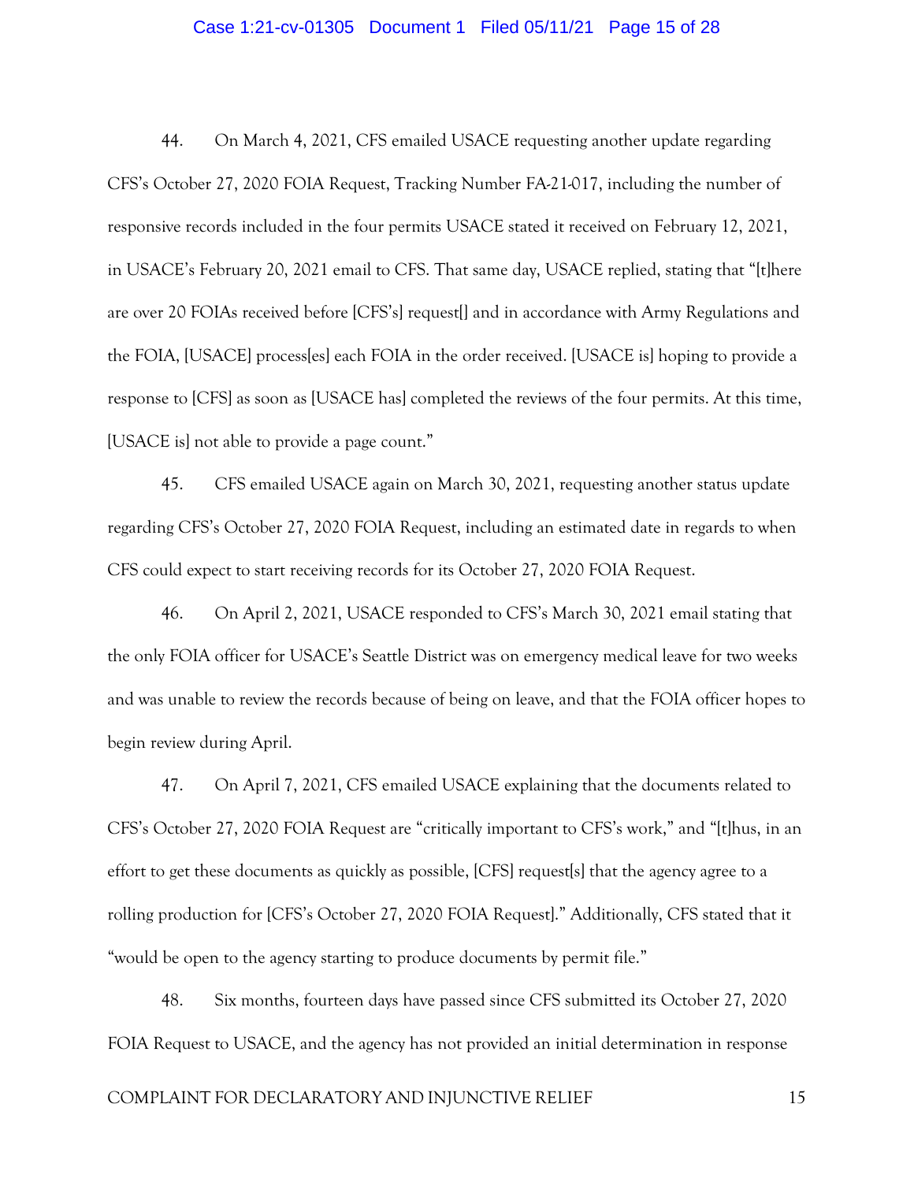44. On March 4, 2021, CFS emailed USACE requesting another update regarding CFS's October 27, 2020 FOIA Request, Tracking Number FA-21-017, including the number of responsive records included in the four permits USACE stated it received on February 12, 2021, in USACE's February 20, 2021 email to CFS. That same day, USACE replied, stating that "[t]here are over 20 FOIAs received before [CFS's] request[] and in accordance with Army Regulations and the FOIA, [USACE] process[es] each FOIA in the order received. [USACE is] hoping to provide a response to [CFS] as soon as [USACE has] completed the reviews of the four permits. At this time, [USACE is] not able to provide a page count."

45. CFS emailed USACE again on March 30, 2021, requesting another status update regarding CFS's October 27, 2020 FOIA Request, including an estimated date in regards to when CFS could expect to start receiving records for its October 27, 2020 FOIA Request.

46. On April 2, 2021, USACE responded to CFS's March 30, 2021 email stating that the only FOIA officer for USACE's Seattle District was on emergency medical leave for two weeks and was unable to review the records because of being on leave, and that the FOIA officer hopes to begin review during April.

47. On April 7, 2021, CFS emailed USACE explaining that the documents related to CFS's October 27, 2020 FOIA Request are "critically important to CFS's work," and "[t]hus, in an effort to get these documents as quickly as possible, [CFS] request[s] that the agency agree to a rolling production for [CFS's October 27, 2020 FOIA Request]." Additionally, CFS stated that it "would be open to the agency starting to produce documents by permit file."

48. Six months, fourteen days have passed since CFS submitted its October 27, 2020 FOIA Request to USACE, and the agency has not provided an initial determination in response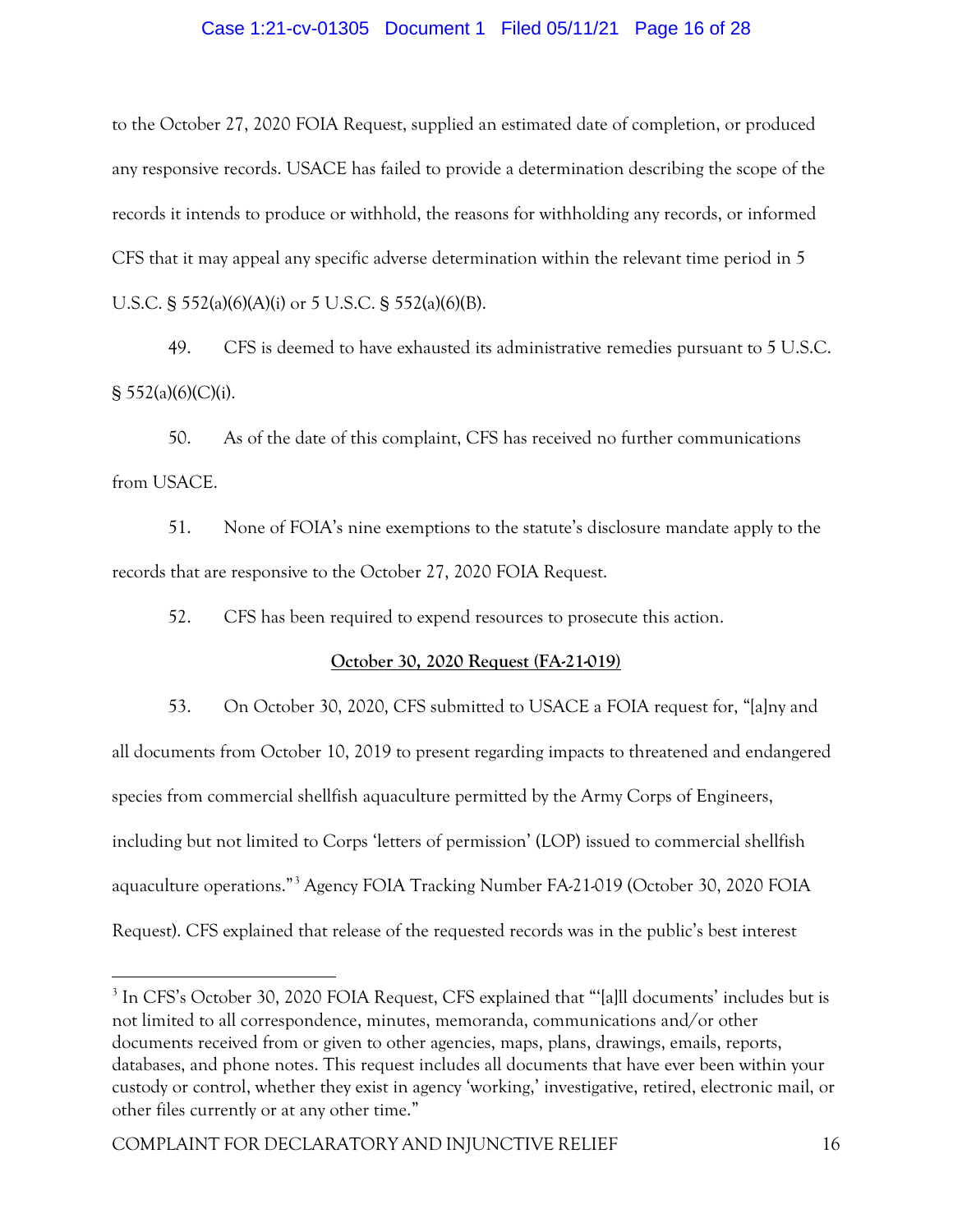to the October 27, 2020 FOIA Request, supplied an estimated date of completion, or produced any responsive records. USACE has failed to provide a determination describing the scope of the records it intends to produce or withhold, the reasons for withholding any records, or informed CFS that it may appeal any specific adverse determination within the relevant time period in 5 U.S.C. § 552(a)(6)(A)(i) or 5 U.S.C. § 552(a)(6)(B).

49. CFS is deemed to have exhausted its administrative remedies pursuant to 5 U.S.C. § 552(a)(6)(C)(i).

50. As of the date of this complaint, CFS has received no further communications from USACE.

51. None of FOIA's nine exemptions to the statute's disclosure mandate apply to the records that are responsive to the October 27, 2020 FOIA Request.

52. CFS has been required to expend resources to prosecute this action.

**<u>October 30, 2020 Request (FA-21-019)</u>**

53. On October 30, 2020, CFS submitted to USACE a FOIA request for, "[a]ny and all documents from October 10, 2019 to present regarding impacts to threatened and endangered species from commercial shellfish aquaculture permitted by the Army Corps of Engineers, including but not limited to Corps 'letters of permission' (LOP) issued to commercial shellfish aquaculture operations."[3] Agency FOIA Tracking Number FA-21-019 (October 30, 2020 FOIA Request). CFS explained that release of the requested records was in the public's best interest

[3] In CFS's October 30, 2020 FOIA Request, CFS explained that "'[a]ll documents' includes but is not limited to all correspondence, minutes, memoranda, communications and/or other documents received from or given to other agencies, maps, plans, drawings, emails, reports, databases, and phone notes. This request includes all documents that have ever been within your custody or control, whether they exist in agency 'working,' investigative, retired, electronic mail, or other files currently or at any other time."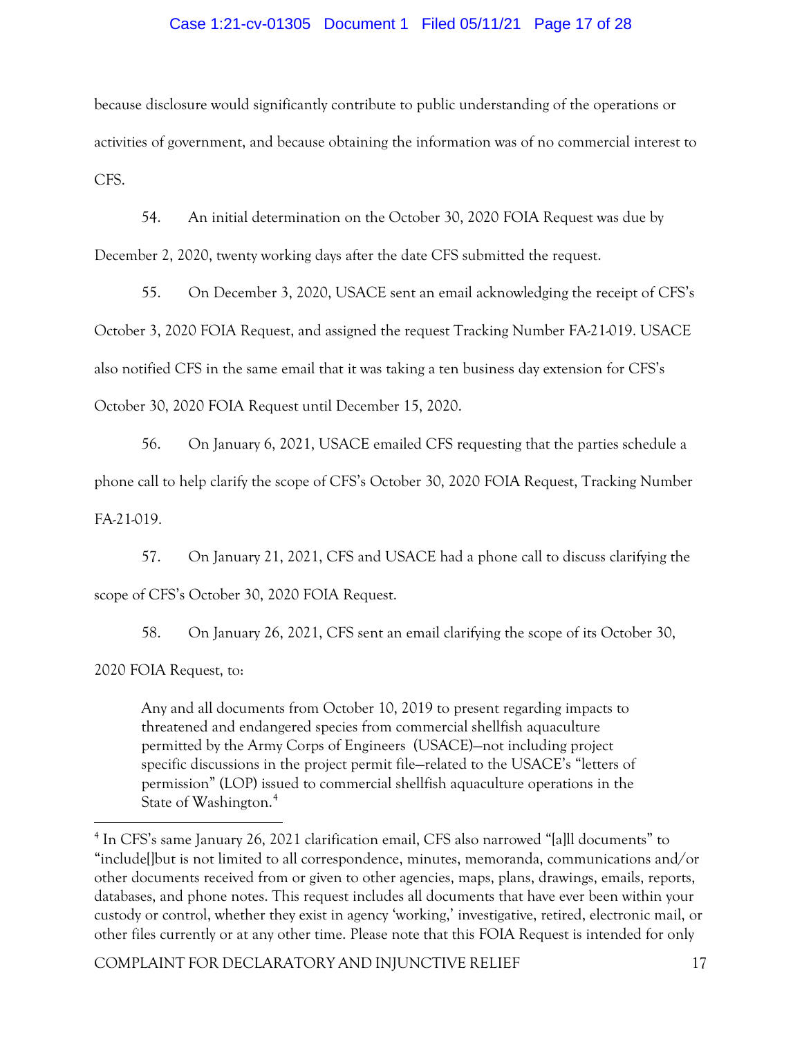because disclosure would significantly contribute to public understanding of the operations or activities of government, and because obtaining the information was of no commercial interest to CFS.

54. An initial determination on the October 30, 2020 FOIA Request was due by December 2, 2020, twenty working days after the date CFS submitted the request.

55. On December 3, 2020, USACE sent an email acknowledging the receipt of CFS's October 3, 2020 FOIA Request, and assigned the request Tracking Number FA-21-019. USACE also notified CFS in the same email that it was taking a ten business day extension for CFS's October 30, 2020 FOIA Request until December 15, 2020.

56. On January 6, 2021, USACE emailed CFS requesting that the parties schedule a phone call to help clarify the scope of CFS's October 30, 2020 FOIA Request, Tracking Number FA-21-019.

57. On January 21, 2021, CFS and USACE had a phone call to discuss clarifying the scope of CFS's October 30, 2020 FOIA Request.

58. On January 26, 2021, CFS sent an email clarifying the scope of its October 30, 2020 FOIA Request, to:

> Any and all documents from October 10, 2019 to present regarding impacts to threatened and endangered species from commercial shellfish aquaculture permitted by the Army Corps of Engineers (USACE)—not including project specific discussions in the project permit file—related to the USACE's "letters of permission" (LOP) issued to commercial shellfish aquaculture operations in the State of Washington.[4]

---

[4] In CFS's same January 26, 2021 clarification email, CFS also narrowed "[a]ll documents" to "include[]but is not limited to all correspondence, minutes, memoranda, communications and/or other documents received from or given to other agencies, maps, plans, drawings, emails, reports, databases, and phone notes. This request includes all documents that have ever been within your custody or control, whether they exist in agency 'working,' investigative, retired, electronic mail, or other files currently or at any other time. Please note that this FOIA Request is intended for only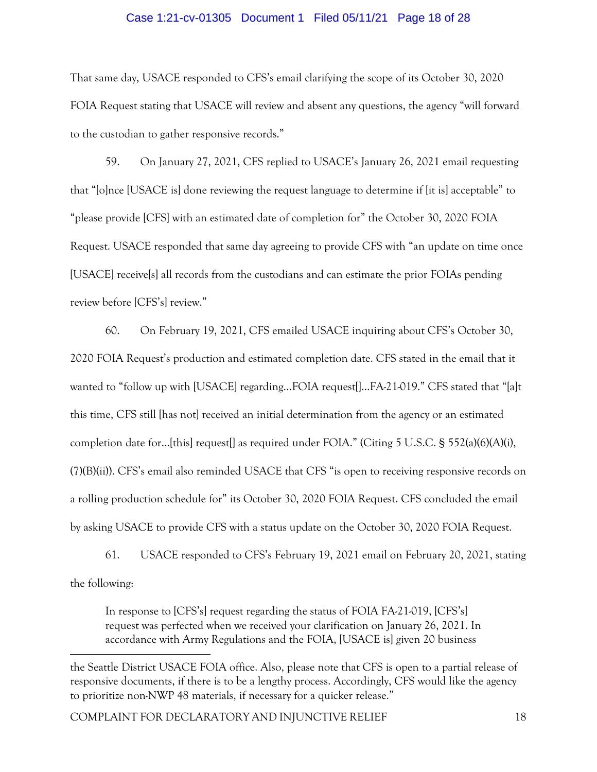That same day, USACE responded to CFS's email clarifying the scope of its October 30, 2020 FOIA Request stating that USACE will review and absent any questions, the agency "will forward to the custodian to gather responsive records."

59. On January 27, 2021, CFS replied to USACE's January 26, 2021 email requesting that "[o]nce [USACE is] done reviewing the request language to determine if [it is] acceptable" to "please provide [CFS] with an estimated date of completion for" the October 30, 2020 FOIA Request. USACE responded that same day agreeing to provide CFS with "an update on time once [USACE] receive[s] all records from the custodians and can estimate the prior FOIAs pending review before [CFS's] review."

60. On February 19, 2021, CFS emailed USACE inquiring about CFS's October 30, 2020 FOIA Request's production and estimated completion date. CFS stated in the email that it wanted to "follow up with [USACE] regarding…FOIA request[]…FA-21-019." CFS stated that "[a]t this time, CFS still [has not] received an initial determination from the agency or an estimated completion date for…[this] request[] as required under FOIA." (Citing 5 U.S.C. § 552(a)(6)(A)(i), (7)(B)(ii)). CFS's email also reminded USACE that CFS "is open to receiving responsive records on a rolling production schedule for" its October 30, 2020 FOIA Request. CFS concluded the email by asking USACE to provide CFS with a status update on the October 30, 2020 FOIA Request.

61. USACE responded to CFS's February 19, 2021 email on February 20, 2021, stating the following:

> In response to [CFS's] request regarding the status of FOIA FA-21-019, [CFS's] request was perfected when we received your clarification on January 26, 2021. In accordance with Army Regulations and the FOIA, [USACE is] given 20 business

---

the Seattle District USACE FOIA office. Also, please note that CFS is open to a partial release of responsive documents, if there is to be a lengthy process. Accordingly, CFS would like the agency to prioritize non-NWP 48 materials, if necessary for a quicker release."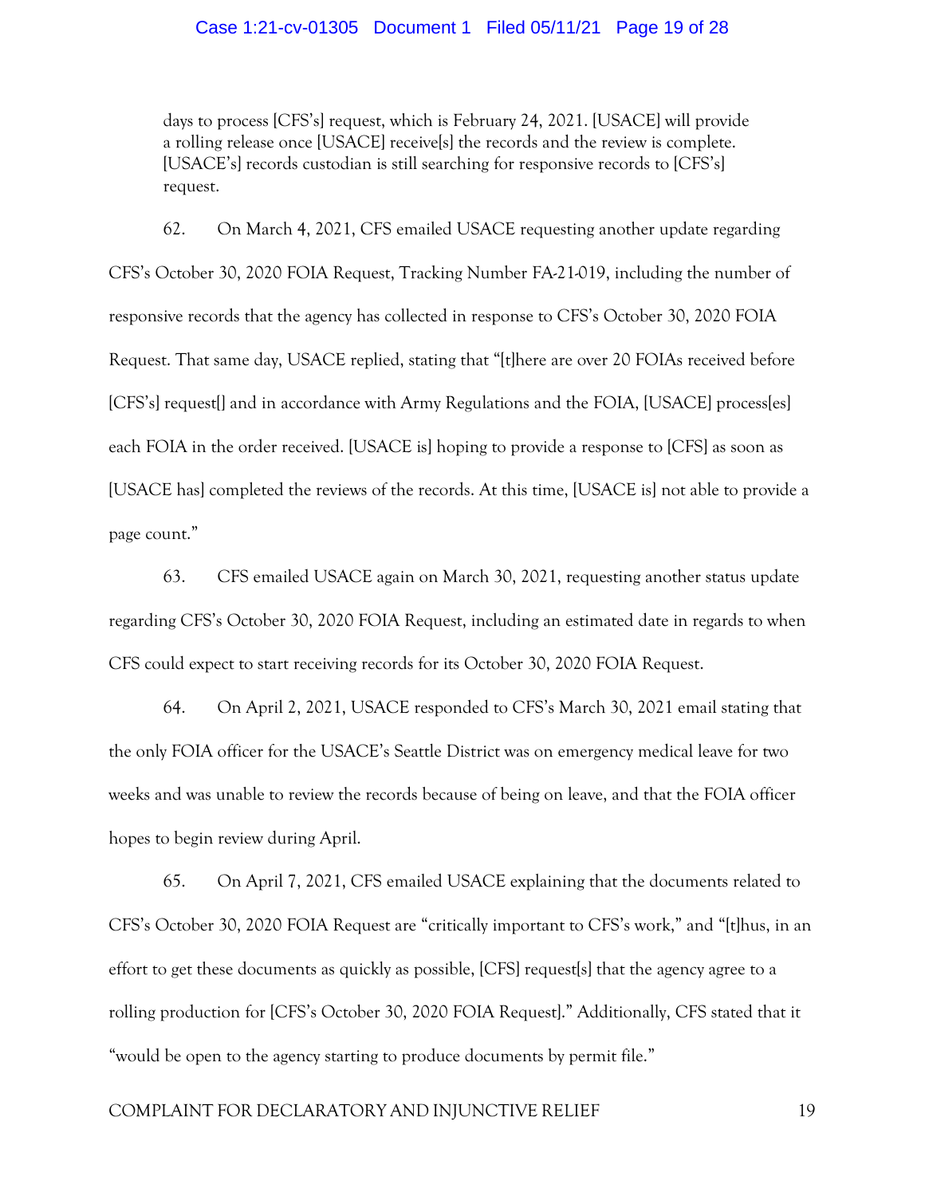days to process [CFS's] request, which is February 24, 2021. [USACE] will provide a rolling release once [USACE] receive[s] the records and the review is complete. [USACE's] records custodian is still searching for responsive records to [CFS's] request.

62. On March 4, 2021, CFS emailed USACE requesting another update regarding CFS's October 30, 2020 FOIA Request, Tracking Number FA-21-019, including the number of responsive records that the agency has collected in response to CFS's October 30, 2020 FOIA Request. That same day, USACE replied, stating that "[t]here are over 20 FOIAs received before [CFS's] request[] and in accordance with Army Regulations and the FOIA, [USACE] process[es] each FOIA in the order received. [USACE is] hoping to provide a response to [CFS] as soon as [USACE has] completed the reviews of the records. At this time, [USACE is] not able to provide a page count."

63. CFS emailed USACE again on March 30, 2021, requesting another status update regarding CFS's October 30, 2020 FOIA Request, including an estimated date in regards to when CFS could expect to start receiving records for its October 30, 2020 FOIA Request.

64. On April 2, 2021, USACE responded to CFS's March 30, 2021 email stating that the only FOIA officer for the USACE's Seattle District was on emergency medical leave for two weeks and was unable to review the records because of being on leave, and that the FOIA officer hopes to begin review during April.

65. On April 7, 2021, CFS emailed USACE explaining that the documents related to CFS's October 30, 2020 FOIA Request are "critically important to CFS's work," and "[t]hus, in an effort to get these documents as quickly as possible, [CFS] request[s] that the agency agree to a rolling production for [CFS's October 30, 2020 FOIA Request]." Additionally, CFS stated that it "would be open to the agency starting to produce documents by permit file."

COMPLAINT FOR DECLARATORY AND INJUNCTIVE RELIEF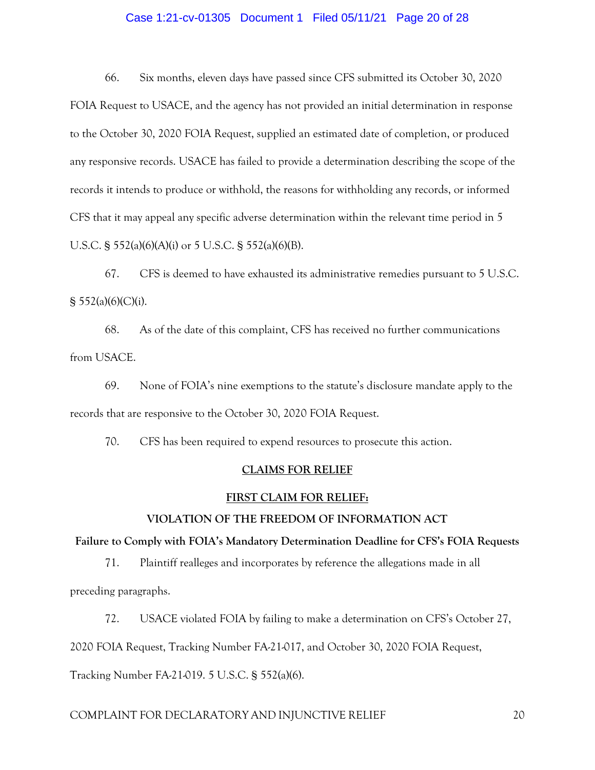66. Six months, eleven days have passed since CFS submitted its October 30, 2020 FOIA Request to USACE, and the agency has not provided an initial determination in response to the October 30, 2020 FOIA Request, supplied an estimated date of completion, or produced any responsive records. USACE has failed to provide a determination describing the scope of the records it intends to produce or withhold, the reasons for withholding any records, or informed CFS that it may appeal any specific adverse determination within the relevant time period in 5 U.S.C. § 552(a)(6)(A)(i) or 5 U.S.C. § 552(a)(6)(B).

67. CFS is deemed to have exhausted its administrative remedies pursuant to 5 U.S.C. § 552(a)(6)(C)(i).

68. As of the date of this complaint, CFS has received no further communications from USACE.

69. None of FOIA's nine exemptions to the statute's disclosure mandate apply to the records that are responsive to the October 30, 2020 FOIA Request.

70. CFS has been required to expend resources to prosecute this action.

## CLAIMS FOR RELIEF

## FIRST CLAIM FOR RELIEF:

### VIOLATION OF THE FREEDOM OF INFORMATION ACT

**Failure to Comply with FOIA's Mandatory Determination Deadline for CFS's FOIA Requests**

71. Plaintiff realleges and incorporates by reference the allegations made in all preceding paragraphs.

72. USACE violated FOIA by failing to make a determination on CFS's October 27, 2020 FOIA Request, Tracking Number FA-21-017, and October 30, 2020 FOIA Request, Tracking Number FA-21-019. 5 U.S.C. § 552(a)(6).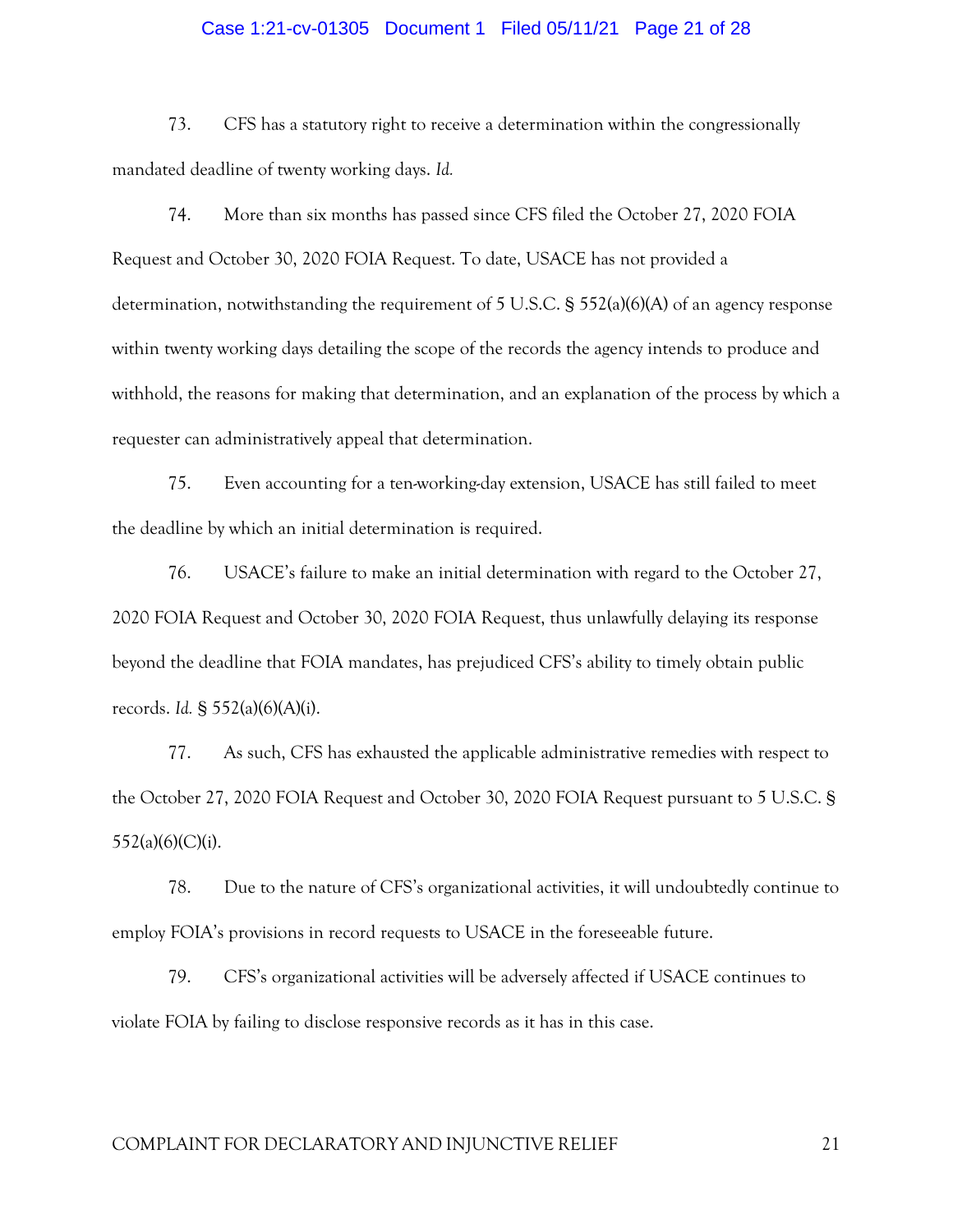73. CFS has a statutory right to receive a determination within the congressionally mandated deadline of twenty working days. *Id.*

74. More than six months has passed since CFS filed the October 27, 2020 FOIA Request and October 30, 2020 FOIA Request. To date, USACE has not provided a determination, notwithstanding the requirement of 5 U.S.C. § 552(a)(6)(A) of an agency response within twenty working days detailing the scope of the records the agency intends to produce and withhold, the reasons for making that determination, and an explanation of the process by which a requester can administratively appeal that determination.

75. Even accounting for a ten-working-day extension, USACE has still failed to meet the deadline by which an initial determination is required.

76. USACE's failure to make an initial determination with regard to the October 27, 2020 FOIA Request and October 30, 2020 FOIA Request, thus unlawfully delaying its response beyond the deadline that FOIA mandates, has prejudiced CFS's ability to timely obtain public records. *Id.* § 552(a)(6)(A)(i).

77. As such, CFS has exhausted the applicable administrative remedies with respect to the October 27, 2020 FOIA Request and October 30, 2020 FOIA Request pursuant to 5 U.S.C. § 552(a)(6)(C)(i).

78. Due to the nature of CFS's organizational activities, it will undoubtedly continue to employ FOIA's provisions in record requests to USACE in the foreseeable future.

79. CFS's organizational activities will be adversely affected if USACE continues to violate FOIA by failing to disclose responsive records as it has in this case.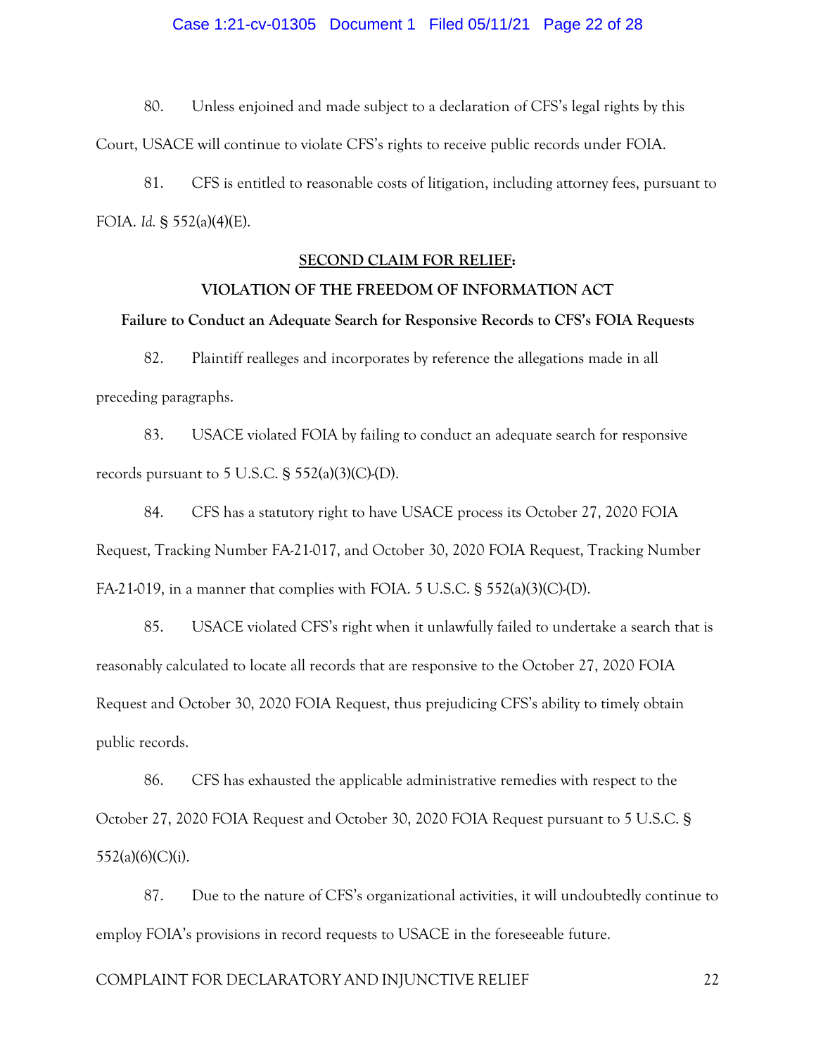80. Unless enjoined and made subject to a declaration of CFS's legal rights by this Court, USACE will continue to violate CFS's rights to receive public records under FOIA.

81. CFS is entitled to reasonable costs of litigation, including attorney fees, pursuant to FOIA. *Id.* § 552(a)(4)(E).

**<u>SECOND CLAIM FOR RELIEF</u>:**

**VIOLATION OF THE FREEDOM OF INFORMATION ACT**

**Failure to Conduct an Adequate Search for Responsive Records to CFS's FOIA Requests**

82. Plaintiff realleges and incorporates by reference the allegations made in all preceding paragraphs.

83. USACE violated FOIA by failing to conduct an adequate search for responsive records pursuant to 5 U.S.C. § 552(a)(3)(C)-(D).

84. CFS has a statutory right to have USACE process its October 27, 2020 FOIA Request, Tracking Number FA-21-017, and October 30, 2020 FOIA Request, Tracking Number FA-21-019, in a manner that complies with FOIA. 5 U.S.C. § 552(a)(3)(C)-(D).

85. USACE violated CFS's right when it unlawfully failed to undertake a search that is reasonably calculated to locate all records that are responsive to the October 27, 2020 FOIA Request and October 30, 2020 FOIA Request, thus prejudicing CFS's ability to timely obtain public records.

86. CFS has exhausted the applicable administrative remedies with respect to the October 27, 2020 FOIA Request and October 30, 2020 FOIA Request pursuant to 5 U.S.C. § 552(a)(6)(C)(i).

87. Due to the nature of CFS's organizational activities, it will undoubtedly continue to employ FOIA's provisions in record requests to USACE in the foreseeable future.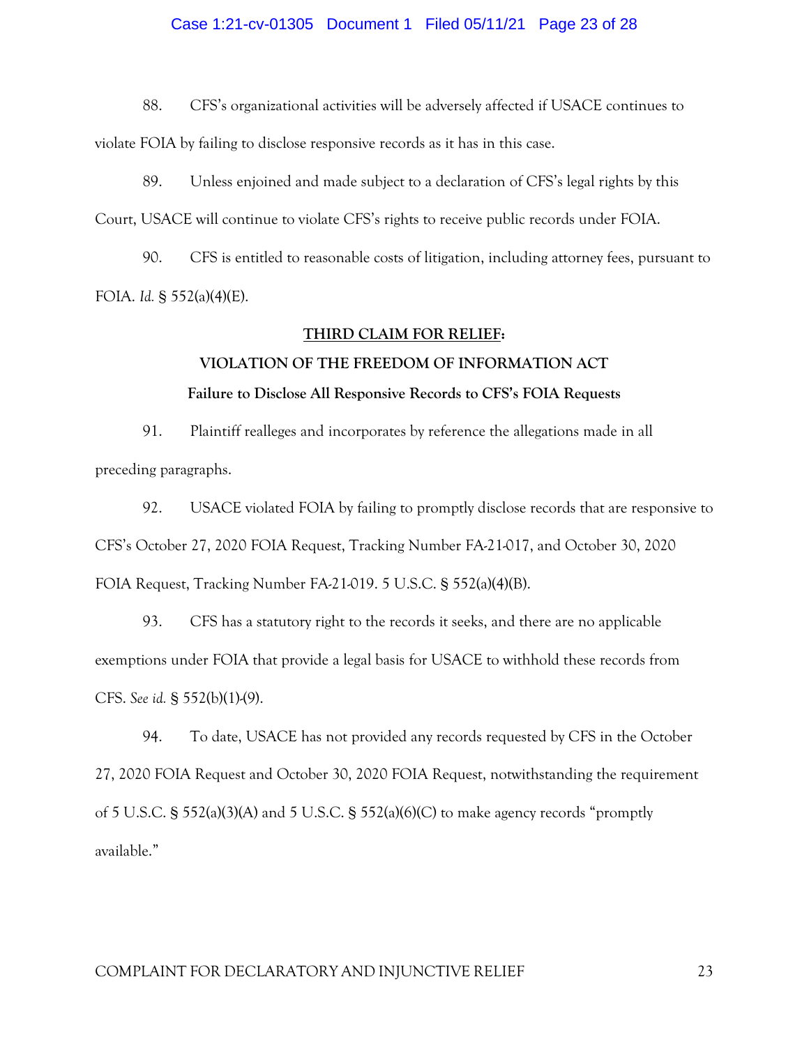88. CFS's organizational activities will be adversely affected if USACE continues to violate FOIA by failing to disclose responsive records as it has in this case.

89. Unless enjoined and made subject to a declaration of CFS's legal rights by this Court, USACE will continue to violate CFS's rights to receive public records under FOIA.

90. CFS is entitled to reasonable costs of litigation, including attorney fees, pursuant to FOIA. *Id.* § 552(a)(4)(E).

**<u>THIRD CLAIM FOR RELIEF</u>:**

**VIOLATION OF THE FREEDOM OF INFORMATION ACT**

**Failure to Disclose All Responsive Records to CFS's FOIA Requests**

91. Plaintiff realleges and incorporates by reference the allegations made in all preceding paragraphs.

92. USACE violated FOIA by failing to promptly disclose records that are responsive to CFS's October 27, 2020 FOIA Request, Tracking Number FA-21-017, and October 30, 2020 FOIA Request, Tracking Number FA-21-019. 5 U.S.C. § 552(a)(4)(B).

93. CFS has a statutory right to the records it seeks, and there are no applicable exemptions under FOIA that provide a legal basis for USACE to withhold these records from CFS. *See id.* § 552(b)(1)-(9).

94. To date, USACE has not provided any records requested by CFS in the October 27, 2020 FOIA Request and October 30, 2020 FOIA Request, notwithstanding the requirement of 5 U.S.C. § 552(a)(3)(A) and 5 U.S.C. § 552(a)(6)(C) to make agency records "promptly available."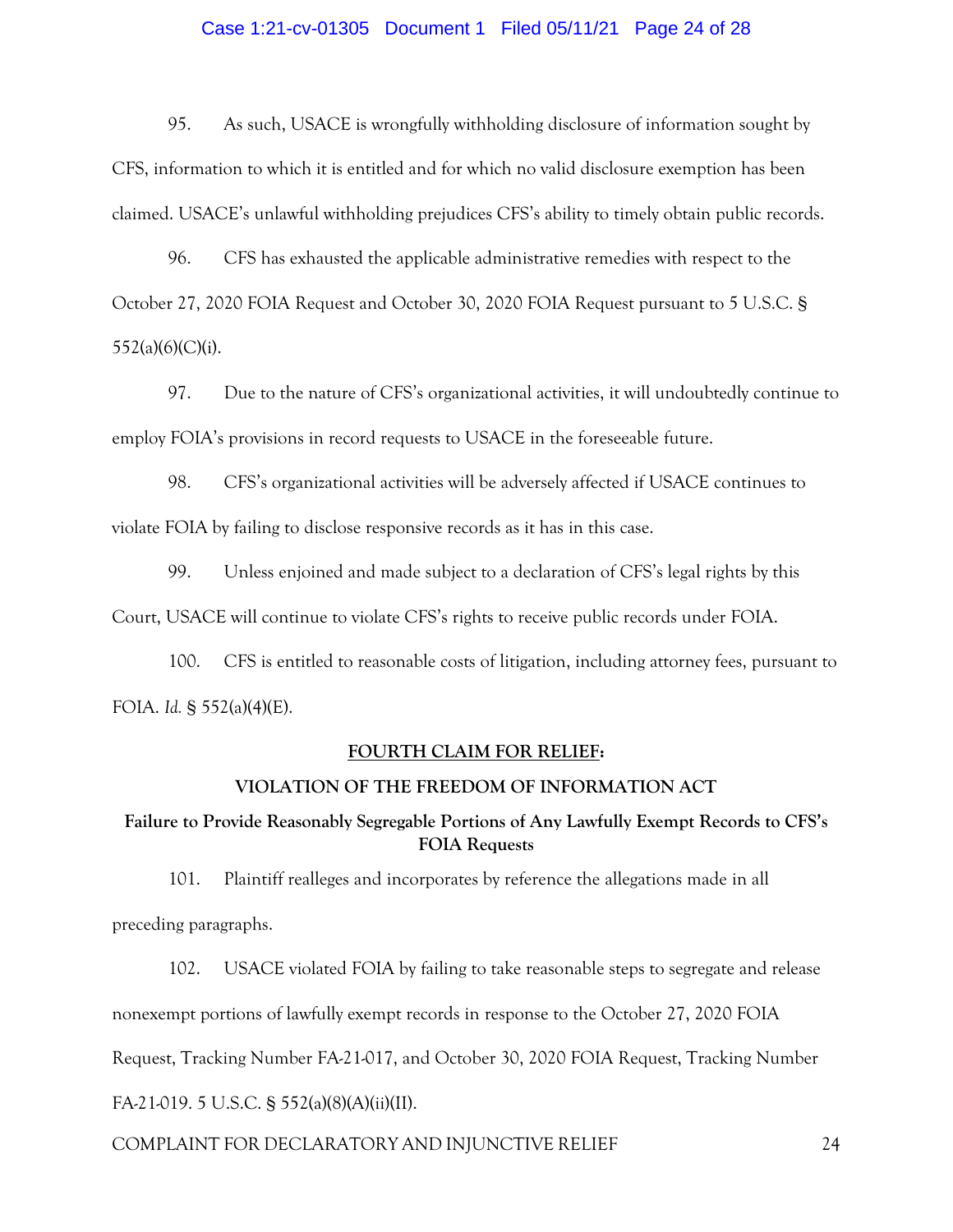95. As such, USACE is wrongfully withholding disclosure of information sought by CFS, information to which it is entitled and for which no valid disclosure exemption has been claimed. USACE's unlawful withholding prejudices CFS's ability to timely obtain public records.

96. CFS has exhausted the applicable administrative remedies with respect to the October 27, 2020 FOIA Request and October 30, 2020 FOIA Request pursuant to 5 U.S.C. § 552(a)(6)(C)(i).

97. Due to the nature of CFS's organizational activities, it will undoubtedly continue to employ FOIA's provisions in record requests to USACE in the foreseeable future.

98. CFS's organizational activities will be adversely affected if USACE continues to violate FOIA by failing to disclose responsive records as it has in this case.

99. Unless enjoined and made subject to a declaration of CFS's legal rights by this Court, USACE will continue to violate CFS's rights to receive public records under FOIA.

100. CFS is entitled to reasonable costs of litigation, including attorney fees, pursuant to FOIA. *Id.* § 552(a)(4)(E).

**<u>FOURTH CLAIM FOR RELIEF</u>:**

**VIOLATION OF THE FREEDOM OF INFORMATION ACT**

**Failure to Provide Reasonably Segregable Portions of Any Lawfully Exempt Records to CFS's FOIA Requests**

101. Plaintiff realleges and incorporates by reference the allegations made in all preceding paragraphs.

102. USACE violated FOIA by failing to take reasonable steps to segregate and release nonexempt portions of lawfully exempt records in response to the October 27, 2020 FOIA Request, Tracking Number FA-21-017, and October 30, 2020 FOIA Request, Tracking Number FA-21-019. 5 U.S.C. § 552(a)(8)(A)(ii)(II).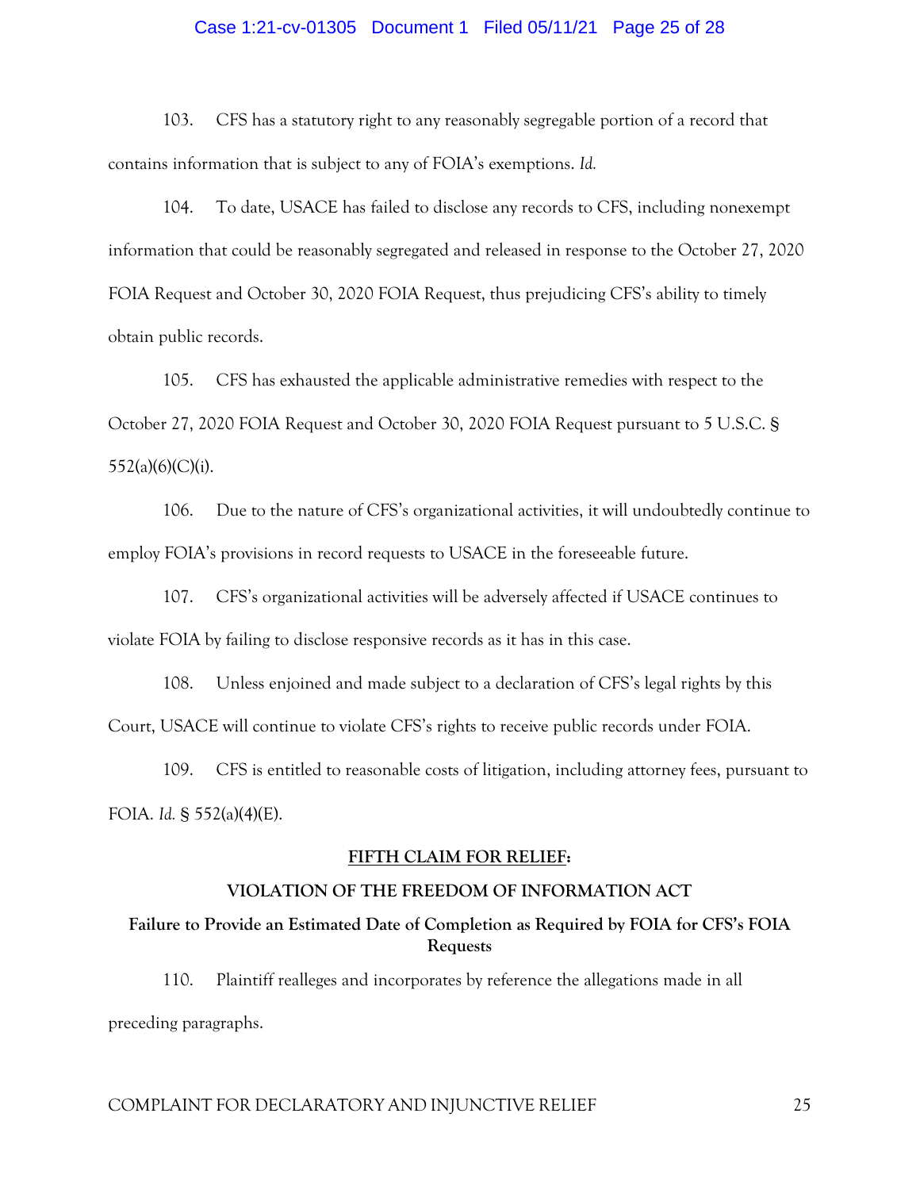103. CFS has a statutory right to any reasonably segregable portion of a record that contains information that is subject to any of FOIA's exemptions. *Id.*

104. To date, USACE has failed to disclose any records to CFS, including nonexempt information that could be reasonably segregated and released in response to the October 27, 2020 FOIA Request and October 30, 2020 FOIA Request, thus prejudicing CFS's ability to timely obtain public records.

105. CFS has exhausted the applicable administrative remedies with respect to the October 27, 2020 FOIA Request and October 30, 2020 FOIA Request pursuant to 5 U.S.C. § 552(a)(6)(C)(i).

106. Due to the nature of CFS's organizational activities, it will undoubtedly continue to employ FOIA's provisions in record requests to USACE in the foreseeable future.

107. CFS's organizational activities will be adversely affected if USACE continues to violate FOIA by failing to disclose responsive records as it has in this case.

108. Unless enjoined and made subject to a declaration of CFS's legal rights by this Court, USACE will continue to violate CFS's rights to receive public records under FOIA.

109. CFS is entitled to reasonable costs of litigation, including attorney fees, pursuant to FOIA. *Id.* § 552(a)(4)(E).

## FIFTH CLAIM FOR RELIEF:

## VIOLATION OF THE FREEDOM OF INFORMATION ACT

### Failure to Provide an Estimated Date of Completion as Required by FOIA for CFS's FOIA Requests

110. Plaintiff realleges and incorporates by reference the allegations made in all preceding paragraphs.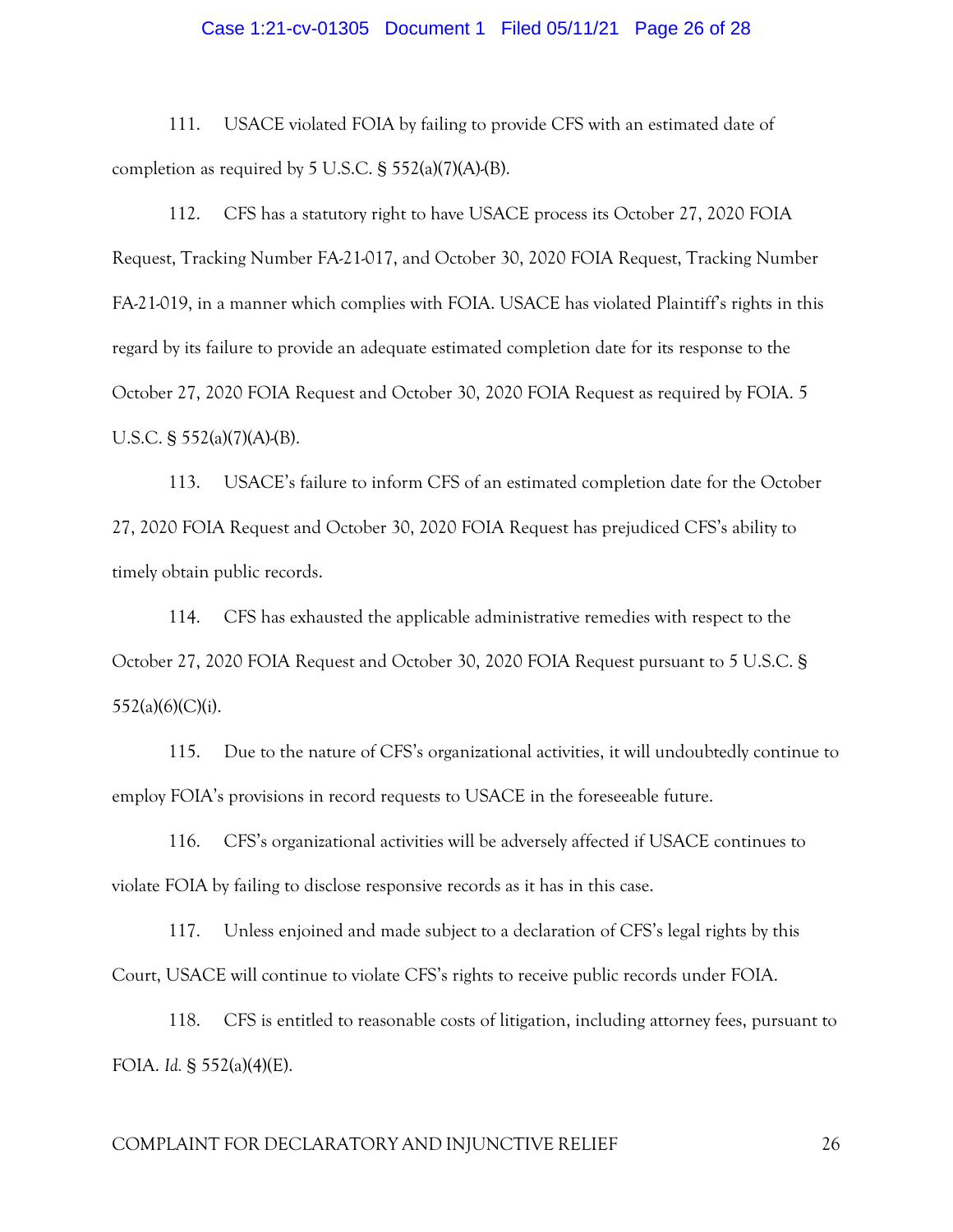111. USACE violated FOIA by failing to provide CFS with an estimated date of completion as required by 5 U.S.C. § 552(a)(7)(A)-(B).

112. CFS has a statutory right to have USACE process its October 27, 2020 FOIA Request, Tracking Number FA-21-017, and October 30, 2020 FOIA Request, Tracking Number FA-21-019, in a manner which complies with FOIA. USACE has violated Plaintiff's rights in this regard by its failure to provide an adequate estimated completion date for its response to the October 27, 2020 FOIA Request and October 30, 2020 FOIA Request as required by FOIA. 5 U.S.C. § 552(a)(7)(A)-(B).

113. USACE's failure to inform CFS of an estimated completion date for the October 27, 2020 FOIA Request and October 30, 2020 FOIA Request has prejudiced CFS's ability to timely obtain public records.

114. CFS has exhausted the applicable administrative remedies with respect to the October 27, 2020 FOIA Request and October 30, 2020 FOIA Request pursuant to 5 U.S.C. § 552(a)(6)(C)(i).

115. Due to the nature of CFS's organizational activities, it will undoubtedly continue to employ FOIA's provisions in record requests to USACE in the foreseeable future.

116. CFS's organizational activities will be adversely affected if USACE continues to violate FOIA by failing to disclose responsive records as it has in this case.

117. Unless enjoined and made subject to a declaration of CFS's legal rights by this Court, USACE will continue to violate CFS's rights to receive public records under FOIA.

118. CFS is entitled to reasonable costs of litigation, including attorney fees, pursuant to FOIA. *Id.* § 552(a)(4)(E).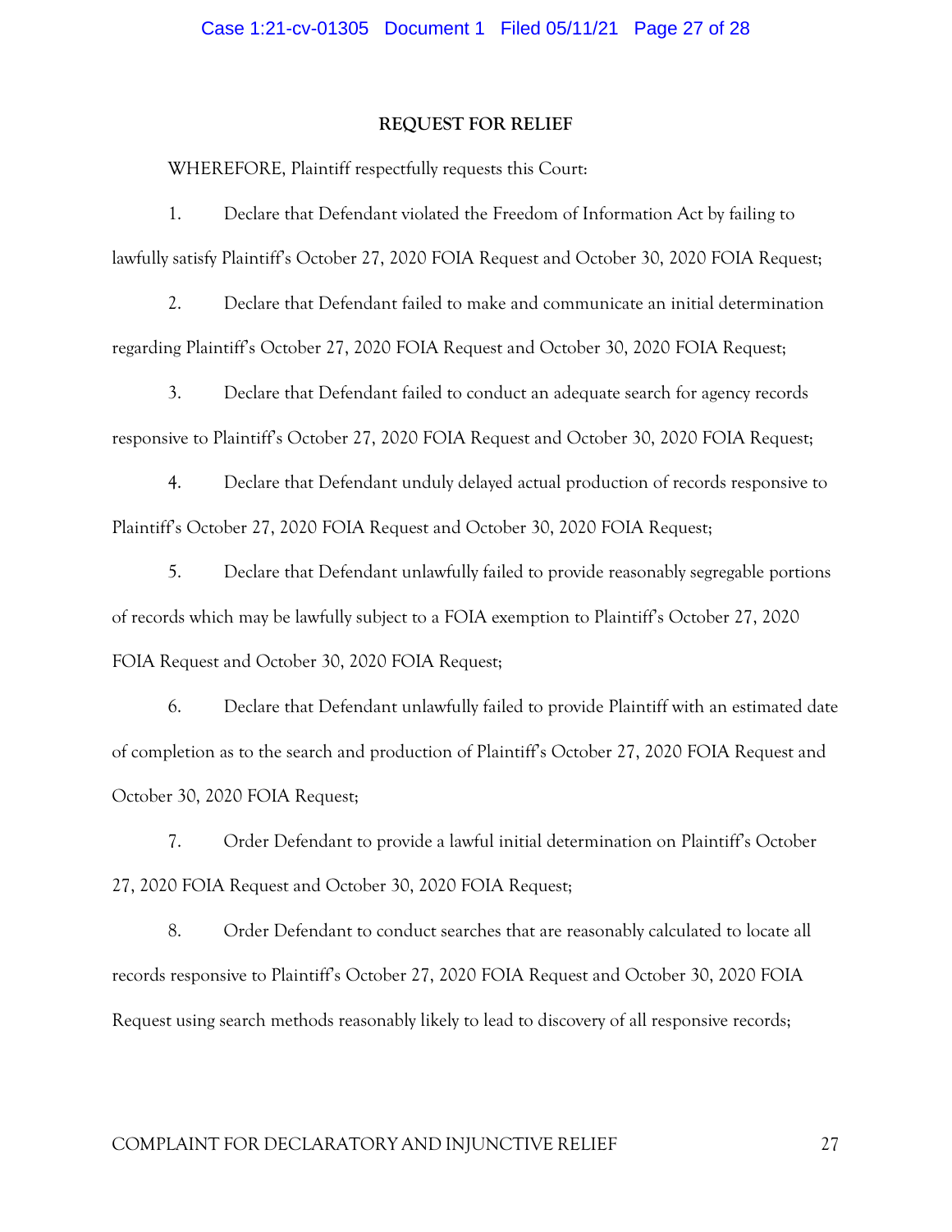## REQUEST FOR RELIEF

WHEREFORE, Plaintiff respectfully requests this Court:

1. Declare that Defendant violated the Freedom of Information Act by failing to lawfully satisfy Plaintiff's October 27, 2020 FOIA Request and October 30, 2020 FOIA Request;

2. Declare that Defendant failed to make and communicate an initial determination regarding Plaintiff's October 27, 2020 FOIA Request and October 30, 2020 FOIA Request;

3. Declare that Defendant failed to conduct an adequate search for agency records responsive to Plaintiff's October 27, 2020 FOIA Request and October 30, 2020 FOIA Request;

4. Declare that Defendant unduly delayed actual production of records responsive to Plaintiff's October 27, 2020 FOIA Request and October 30, 2020 FOIA Request;

5. Declare that Defendant unlawfully failed to provide reasonably segregable portions of records which may be lawfully subject to a FOIA exemption to Plaintiff's October 27, 2020 FOIA Request and October 30, 2020 FOIA Request;

6. Declare that Defendant unlawfully failed to provide Plaintiff with an estimated date of completion as to the search and production of Plaintiff's October 27, 2020 FOIA Request and October 30, 2020 FOIA Request;

7. Order Defendant to provide a lawful initial determination on Plaintiff's October 27, 2020 FOIA Request and October 30, 2020 FOIA Request;

8. Order Defendant to conduct searches that are reasonably calculated to locate all records responsive to Plaintiff's October 27, 2020 FOIA Request and October 30, 2020 FOIA Request using search methods reasonably likely to lead to discovery of all responsive records;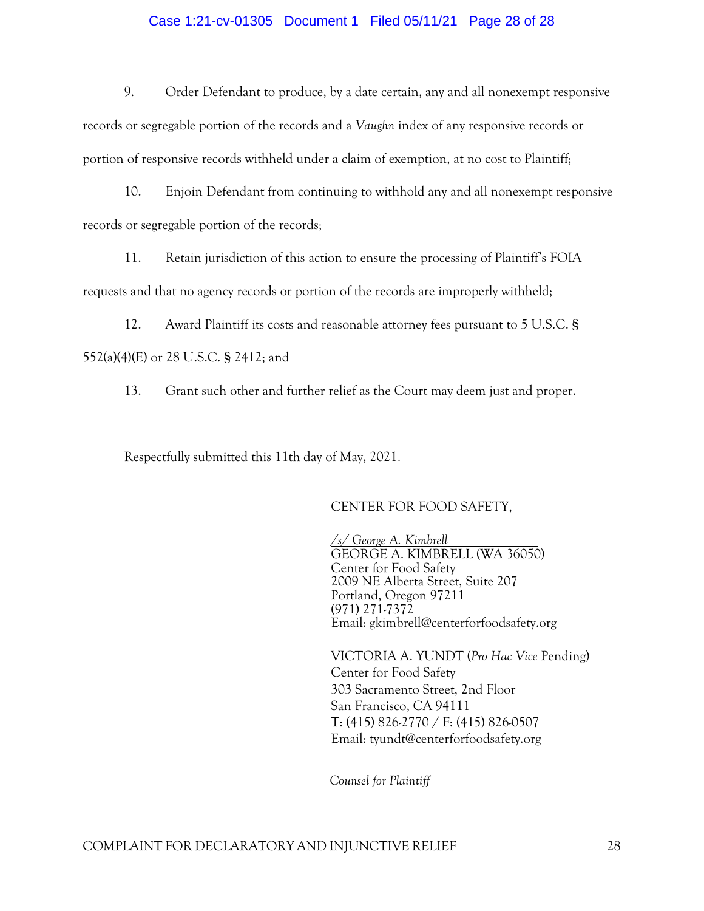9. Order Defendant to produce, by a date certain, any and all nonexempt responsive records or segregable portion of the records and a *Vaughn* index of any responsive records or portion of responsive records withheld under a claim of exemption, at no cost to Plaintiff;

10. Enjoin Defendant from continuing to withhold any and all nonexempt responsive records or segregable portion of the records;

11. Retain jurisdiction of this action to ensure the processing of Plaintiff's FOIA requests and that no agency records or portion of the records are improperly withheld;

12. Award Plaintiff its costs and reasonable attorney fees pursuant to 5 U.S.C. § 552(a)(4)(E) or 28 U.S.C. § 2412; and

13. Grant such other and further relief as the Court may deem just and proper.

Respectfully submitted this 11th day of May, 2021.

CENTER FOR FOOD SAFETY,

*/s/ George A. Kimbrell*
GEORGE A. KIMBRELL (WA 36050)
Center for Food Safety
2009 NE Alberta Street, Suite 207
Portland, Oregon 97211
(971) 271-7372
Email: gkimbrell@centerforfoodsafety.org

VICTORIA A. YUNDT (*Pro Hac Vice* Pending)
Center for Food Safety
303 Sacramento Street, 2nd Floor
San Francisco, CA 94111
T: (415) 826-2770 / F: (415) 826-0507
Email: tyundt@centerforfoodsafety.org

*Counsel for Plaintiff*